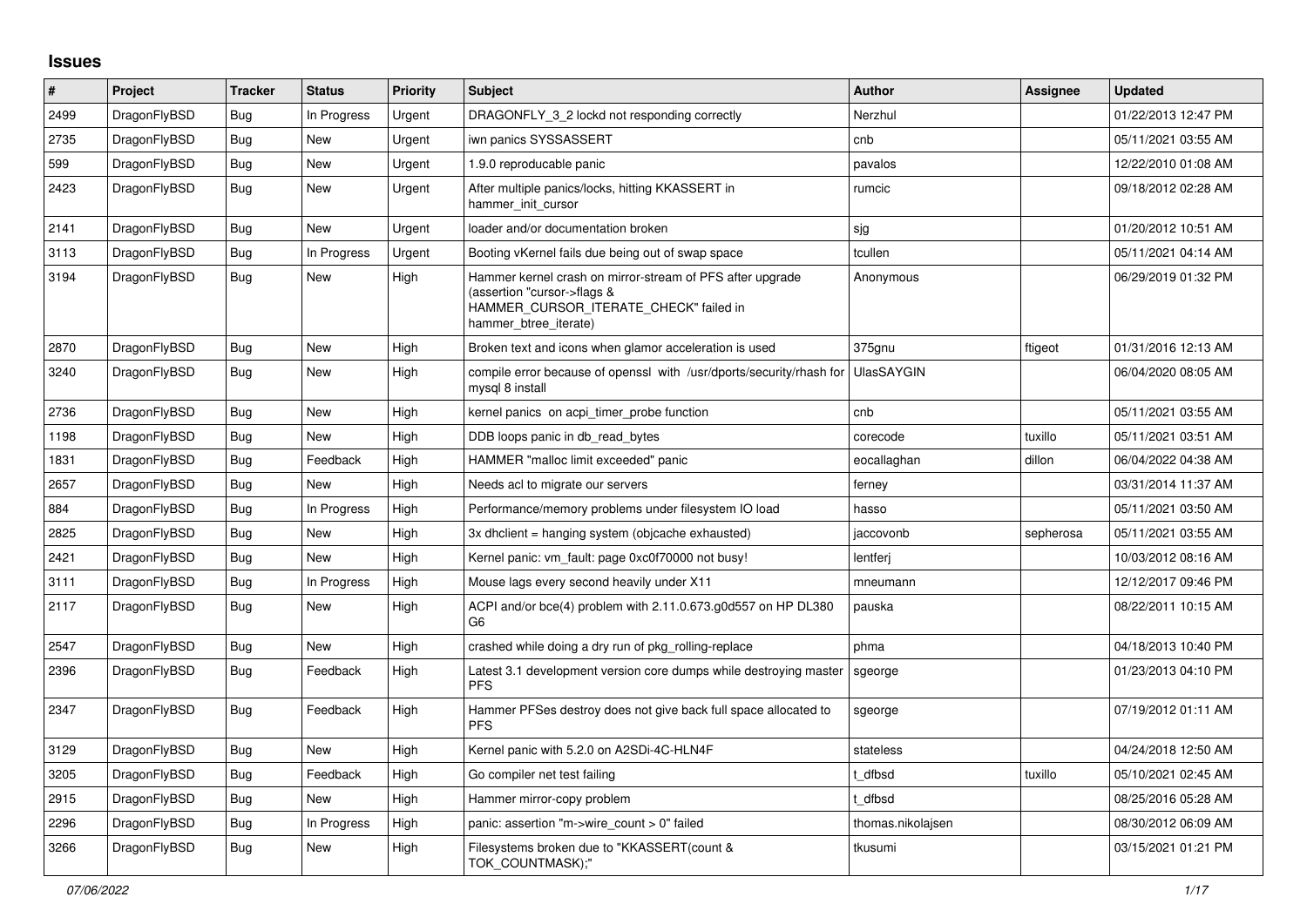# Issues

| # | Project | Tracker | Status | Priority | Subject | Author | Assignee | Updated |
|---|---|---|---|---|---|---|---|---|
| 2499 | DragonFlyBSD | Bug | In Progress | Urgent | DRAGONFLY_3_2 lockd not responding correctly | Nerzhul | | 01/22/2013 12:47 PM |
| 2735 | DragonFlyBSD | Bug | New | Urgent | iwn panics SYSSASSERT | cnb | | 05/11/2021 03:55 AM |
| 599 | DragonFlyBSD | Bug | New | Urgent | 1.9.0 reproducable panic | pavalos | | 12/22/2010 01:08 AM |
| 2423 | DragonFlyBSD | Bug | New | Urgent | After multiple panics/locks, hitting KKASSERT in hammer_init_cursor | rumcic | | 09/18/2012 02:28 AM |
| 2141 | DragonFlyBSD | Bug | New | Urgent | loader and/or documentation broken | sjg | | 01/20/2012 10:51 AM |
| 3113 | DragonFlyBSD | Bug | In Progress | Urgent | Booting vKernel fails due being out of swap space | tcullen | | 05/11/2021 04:14 AM |
| 3194 | DragonFlyBSD | Bug | New | High | Hammer kernel crash on mirror-stream of PFS after upgrade (assertion "cursor->flags & HAMMER_CURSOR_ITERATE_CHECK" failed in hammer_btree_iterate) | Anonymous | | 06/29/2019 01:32 PM |
| 2870 | DragonFlyBSD | Bug | New | High | Broken text and icons when glamor acceleration is used | 375gnu | ftigeot | 01/31/2016 12:13 AM |
| 3240 | DragonFlyBSD | Bug | New | High | compile error because of openssl with /usr/dports/security/rhash for mysql 8 install | UlasSAYGIN | | 06/04/2020 08:05 AM |
| 2736 | DragonFlyBSD | Bug | New | High | kernel panics on acpi_timer_probe function | cnb | | 05/11/2021 03:55 AM |
| 1198 | DragonFlyBSD | Bug | New | High | DDB loops panic in db_read_bytes | corecode | tuxillo | 05/11/2021 03:51 AM |
| 1831 | DragonFlyBSD | Bug | Feedback | High | HAMMER "malloc limit exceeded" panic | eocallaghan | dillon | 06/04/2022 04:38 AM |
| 2657 | DragonFlyBSD | Bug | New | High | Needs acl to migrate our servers | ferney | | 03/31/2014 11:37 AM |
| 884 | DragonFlyBSD | Bug | In Progress | High | Performance/memory problems under filesystem IO load | hasso | | 05/11/2021 03:50 AM |
| 2825 | DragonFlyBSD | Bug | New | High | 3x dhclient = hanging system (objcache exhausted) | jaccovonb | sepherosa | 05/11/2021 03:55 AM |
| 2421 | DragonFlyBSD | Bug | New | High | Kernel panic: vm_fault: page 0xc0f70000 not busy! | lentferj | | 10/03/2012 08:16 AM |
| 3111 | DragonFlyBSD | Bug | In Progress | High | Mouse lags every second heavily under X11 | mneumann | | 12/12/2017 09:46 PM |
| 2117 | DragonFlyBSD | Bug | New | High | ACPI and/or bce(4) problem with 2.11.0.673.g0d557 on HP DL380 G6 | pauska | | 08/22/2011 10:15 AM |
| 2547 | DragonFlyBSD | Bug | New | High | crashed while doing a dry run of pkg_rolling-replace | phma | | 04/18/2013 10:40 PM |
| 2396 | DragonFlyBSD | Bug | Feedback | High | Latest 3.1 development version core dumps while destroying master PFS | sgeorge | | 01/23/2013 04:10 PM |
| 2347 | DragonFlyBSD | Bug | Feedback | High | Hammer PFSes destroy does not give back full space allocated to PFS | sgeorge | | 07/19/2012 01:11 AM |
| 3129 | DragonFlyBSD | Bug | New | High | Kernel panic with 5.2.0 on A2SDi-4C-HLN4F | stateless | | 04/24/2018 12:50 AM |
| 3205 | DragonFlyBSD | Bug | Feedback | High | Go compiler net test failing | t_dfbsd | tuxillo | 05/10/2021 02:45 AM |
| 2915 | DragonFlyBSD | Bug | New | High | Hammer mirror-copy problem | t_dfbsd | | 08/25/2016 05:28 AM |
| 2296 | DragonFlyBSD | Bug | In Progress | High | panic: assertion "m->wire_count > 0" failed | thomas.nikolajsen | | 08/30/2012 06:09 AM |
| 3266 | DragonFlyBSD | Bug | New | High | Filesystems broken due to "KKASSERT(count & TOK_COUNTMASK);" | tkusumi | | 03/15/2021 01:21 PM |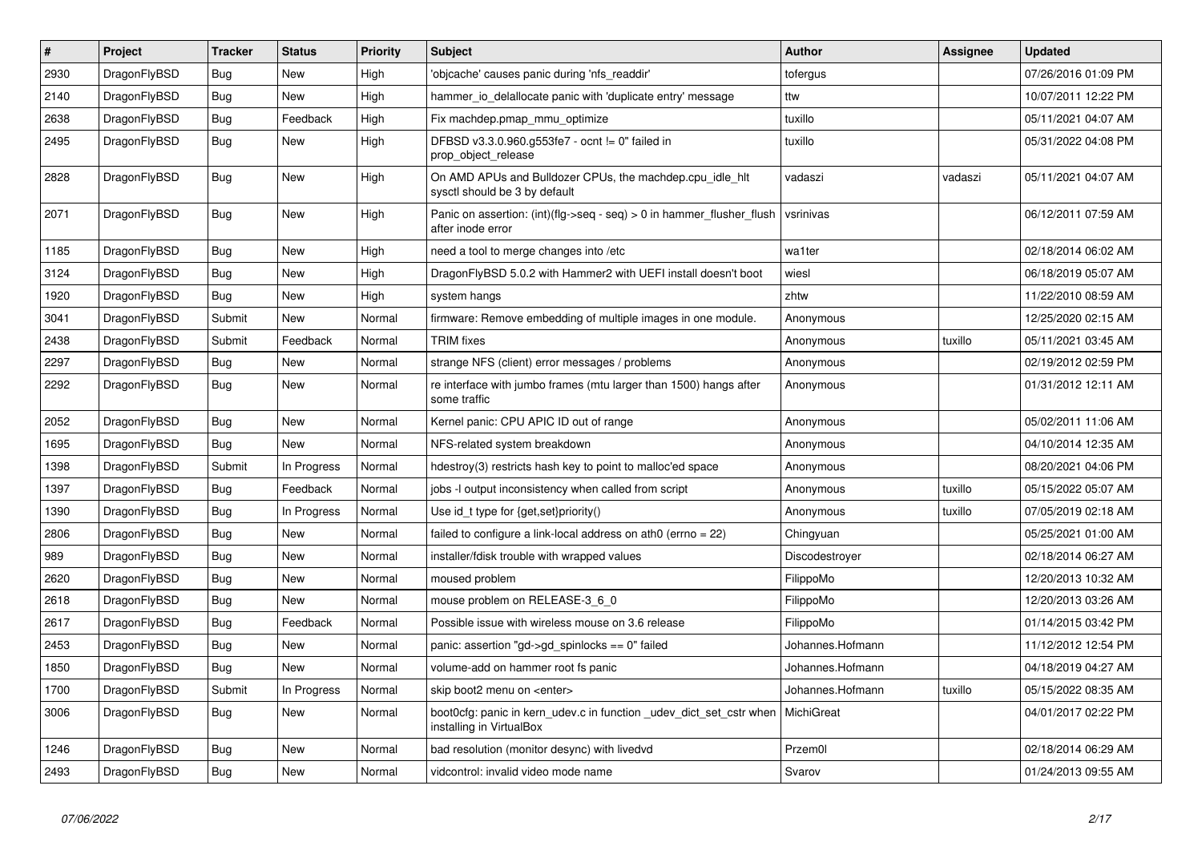| # | Project | Tracker | Status | Priority | Subject | Author | Assignee | Updated |
|---|---|---|---|---|---|---|---|---|
| 2930 | DragonFlyBSD | Bug | New | High | 'objcache' causes panic during 'nfs_readdir' | tofergus | | 07/26/2016 01:09 PM |
| 2140 | DragonFlyBSD | Bug | New | High | hammer_io_delallocate panic with 'duplicate entry' message | ttw | | 10/07/2011 12:22 PM |
| 2638 | DragonFlyBSD | Bug | Feedback | High | Fix machdep.pmap_mmu_optimize | tuxillo | | 05/11/2021 04:07 AM |
| 2495 | DragonFlyBSD | Bug | New | High | DFBSD v3.3.0.960.g553fe7 - ocnt != 0" failed in prop_object_release | tuxillo | | 05/31/2022 04:08 PM |
| 2828 | DragonFlyBSD | Bug | New | High | On AMD APUs and Bulldozer CPUs, the machdep.cpu_idle_hlt sysctl should be 3 by default | vadaszi | vadaszi | 05/11/2021 04:07 AM |
| 2071 | DragonFlyBSD | Bug | New | High | Panic on assertion: (int)(flg->seq - seq) > 0 in hammer_flusher_flush after inode error | vsrinivas | | 06/12/2011 07:59 AM |
| 1185 | DragonFlyBSD | Bug | New | High | need a tool to merge changes into /etc | wa1ter | | 02/18/2014 06:02 AM |
| 3124 | DragonFlyBSD | Bug | New | High | DragonFlyBSD 5.0.2 with Hammer2 with UEFI install doesn't boot | wiesl | | 06/18/2019 05:07 AM |
| 1920 | DragonFlyBSD | Bug | New | High | system hangs | zhtw | | 11/22/2010 08:59 AM |
| 3041 | DragonFlyBSD | Submit | New | Normal | firmware: Remove embedding of multiple images in one module. | Anonymous | | 12/25/2020 02:15 AM |
| 2438 | DragonFlyBSD | Submit | Feedback | Normal | TRIM fixes | Anonymous | tuxillo | 05/11/2021 03:45 AM |
| 2297 | DragonFlyBSD | Bug | New | Normal | strange NFS (client) error messages / problems | Anonymous | | 02/19/2012 02:59 PM |
| 2292 | DragonFlyBSD | Bug | New | Normal | re interface with jumbo frames (mtu larger than 1500) hangs after some traffic | Anonymous | | 01/31/2012 12:11 AM |
| 2052 | DragonFlyBSD | Bug | New | Normal | Kernel panic: CPU APIC ID out of range | Anonymous | | 05/02/2011 11:06 AM |
| 1695 | DragonFlyBSD | Bug | New | Normal | NFS-related system breakdown | Anonymous | | 04/10/2014 12:35 AM |
| 1398 | DragonFlyBSD | Submit | In Progress | Normal | hdestroy(3) restricts hash key to point to malloc'ed space | Anonymous | | 08/20/2021 04:06 PM |
| 1397 | DragonFlyBSD | Bug | Feedback | Normal | jobs -l output inconsistency when called from script | Anonymous | tuxillo | 05/15/2022 05:07 AM |
| 1390 | DragonFlyBSD | Bug | In Progress | Normal | Use id_t type for {get,set}priority() | Anonymous | tuxillo | 07/05/2019 02:18 AM |
| 2806 | DragonFlyBSD | Bug | New | Normal | failed to configure a link-local address on ath0 (errno = 22) | Chingyuan | | 05/25/2021 01:00 AM |
| 989 | DragonFlyBSD | Bug | New | Normal | installer/fdisk trouble with wrapped values | Discodestroyer | | 02/18/2014 06:27 AM |
| 2620 | DragonFlyBSD | Bug | New | Normal | moused problem | FilippoMo | | 12/20/2013 10:32 AM |
| 2618 | DragonFlyBSD | Bug | New | Normal | mouse problem on RELEASE-3_6_0 | FilippoMo | | 12/20/2013 03:26 AM |
| 2617 | DragonFlyBSD | Bug | Feedback | Normal | Possible issue with wireless mouse on 3.6 release | FilippoMo | | 01/14/2015 03:42 PM |
| 2453 | DragonFlyBSD | Bug | New | Normal | panic: assertion "gd->gd_spinlocks == 0" failed | Johannes.Hofmann | | 11/12/2012 12:54 PM |
| 1850 | DragonFlyBSD | Bug | New | Normal | volume-add on hammer root fs panic | Johannes.Hofmann | | 04/18/2019 04:27 AM |
| 1700 | DragonFlyBSD | Submit | In Progress | Normal | skip boot2 menu on <enter> | Johannes.Hofmann | tuxillo | 05/15/2022 08:35 AM |
| 3006 | DragonFlyBSD | Bug | New | Normal | boot0cfg: panic in kern_udev.c in function _udev_dict_set_cstr when installing in VirtualBox | MichiGreat | | 04/01/2017 02:22 PM |
| 1246 | DragonFlyBSD | Bug | New | Normal | bad resolution (monitor desync) with livedvd | Przem0l | | 02/18/2014 06:29 AM |
| 2493 | DragonFlyBSD | Bug | New | Normal | vidcontrol: invalid video mode name | Svarov | | 01/24/2013 09:55 AM |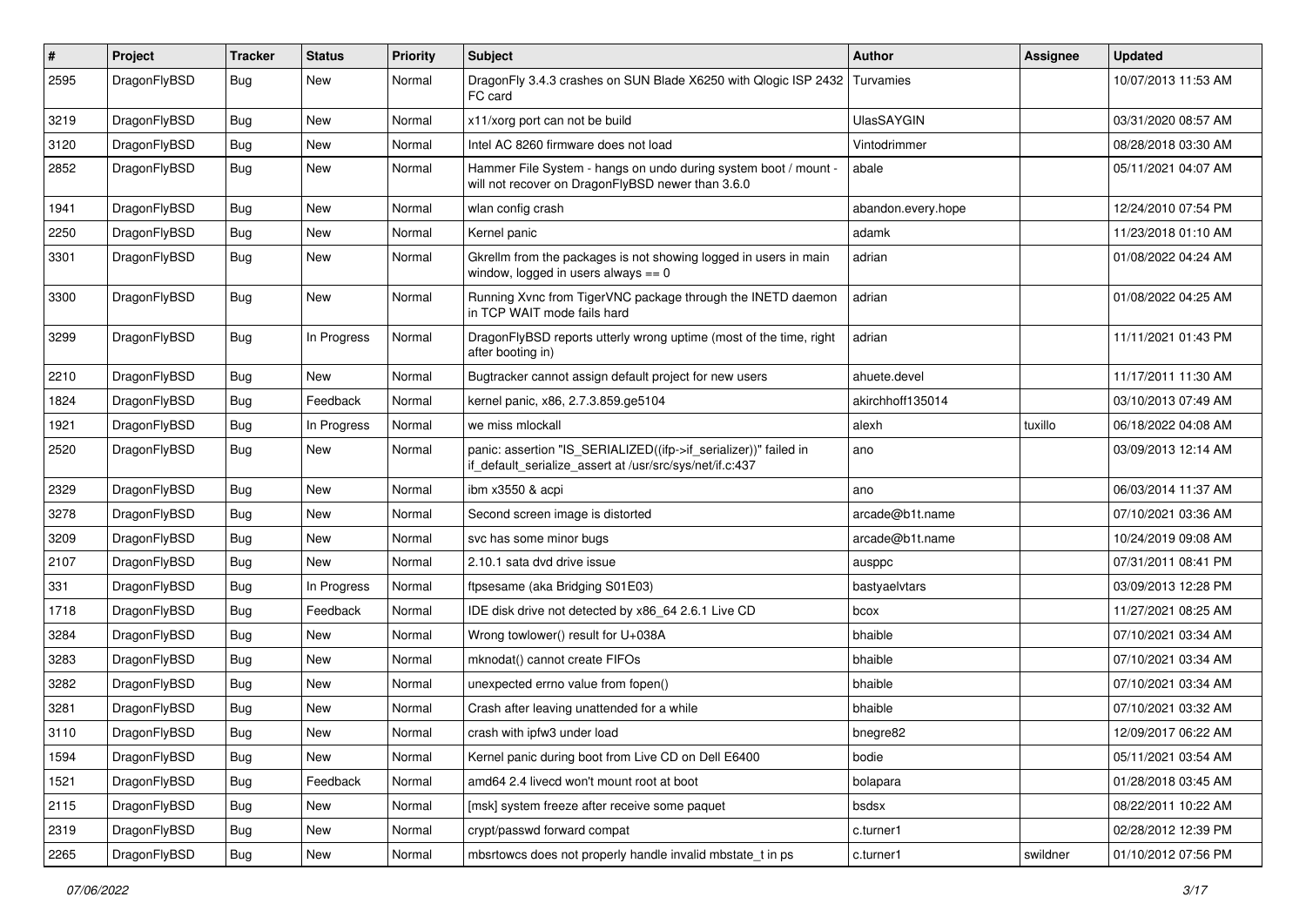| # | Project | Tracker | Status | Priority | Subject | Author | Assignee | Updated |
|---|---|---|---|---|---|---|---|---|
| 2595 | DragonFlyBSD | Bug | New | Normal | DragonFly 3.4.3 crashes on SUN Blade X6250 with Qlogic ISP 2432 FC card | Turvamies | | 10/07/2013 11:53 AM |
| 3219 | DragonFlyBSD | Bug | New | Normal | x11/xorg port can not be build | UlasSAYGIN | | 03/31/2020 08:57 AM |
| 3120 | DragonFlyBSD | Bug | New | Normal | Intel AC 8260 firmware does not load | Vintodrimmer | | 08/28/2018 03:30 AM |
| 2852 | DragonFlyBSD | Bug | New | Normal | Hammer File System - hangs on undo during system boot / mount - will not recover on DragonFlyBSD newer than 3.6.0 | abale | | 05/11/2021 04:07 AM |
| 1941 | DragonFlyBSD | Bug | New | Normal | wlan config crash | abandon.every.hope | | 12/24/2010 07:54 PM |
| 2250 | DragonFlyBSD | Bug | New | Normal | Kernel panic | adamk | | 11/23/2018 01:10 AM |
| 3301 | DragonFlyBSD | Bug | New | Normal | Gkrellm from the packages is not showing logged in users in main window, logged in users always == 0 | adrian | | 01/08/2022 04:24 AM |
| 3300 | DragonFlyBSD | Bug | New | Normal | Running Xvnc from TigerVNC package through the INETD daemon in TCP WAIT mode fails hard | adrian | | 01/08/2022 04:25 AM |
| 3299 | DragonFlyBSD | Bug | In Progress | Normal | DragonFlyBSD reports utterly wrong uptime (most of the time, right after booting in) | adrian | | 11/11/2021 01:43 PM |
| 2210 | DragonFlyBSD | Bug | New | Normal | Bugtracker cannot assign default project for new users | ahuete.devel | | 11/17/2011 11:30 AM |
| 1824 | DragonFlyBSD | Bug | Feedback | Normal | kernel panic, x86, 2.7.3.859.ge5104 | akirchhoff135014 | | 03/10/2013 07:49 AM |
| 1921 | DragonFlyBSD | Bug | In Progress | Normal | we miss mlockall | alexh | tuxillo | 06/18/2022 04:08 AM |
| 2520 | DragonFlyBSD | Bug | New | Normal | panic: assertion "IS_SERIALIZED((ifp->if_serializer))" failed in if_default_serialize_assert at /usr/src/sys/net/if.c:437 | ano | | 03/09/2013 12:14 AM |
| 2329 | DragonFlyBSD | Bug | New | Normal | ibm x3550 & acpi | ano | | 06/03/2014 11:37 AM |
| 3278 | DragonFlyBSD | Bug | New | Normal | Second screen image is distorted | arcade@b1t.name | | 07/10/2021 03:36 AM |
| 3209 | DragonFlyBSD | Bug | New | Normal | svc has some minor bugs | arcade@b1t.name | | 10/24/2019 09:08 AM |
| 2107 | DragonFlyBSD | Bug | New | Normal | 2.10.1 sata dvd drive issue | ausppc | | 07/31/2011 08:41 PM |
| 331 | DragonFlyBSD | Bug | In Progress | Normal | ftpsesame (aka Bridging S01E03) | bastyaelvtars | | 03/09/2013 12:28 PM |
| 1718 | DragonFlyBSD | Bug | Feedback | Normal | IDE disk drive not detected by x86_64 2.6.1 Live CD | bcox | | 11/27/2021 08:25 AM |
| 3284 | DragonFlyBSD | Bug | New | Normal | Wrong towlower() result for U+038A | bhaible | | 07/10/2021 03:34 AM |
| 3283 | DragonFlyBSD | Bug | New | Normal | mknodat() cannot create FIFOs | bhaible | | 07/10/2021 03:34 AM |
| 3282 | DragonFlyBSD | Bug | New | Normal | unexpected errno value from fopen() | bhaible | | 07/10/2021 03:34 AM |
| 3281 | DragonFlyBSD | Bug | New | Normal | Crash after leaving unattended for a while | bhaible | | 07/10/2021 03:32 AM |
| 3110 | DragonFlyBSD | Bug | New | Normal | crash with ipfw3 under load | bnegre82 | | 12/09/2017 06:22 AM |
| 1594 | DragonFlyBSD | Bug | New | Normal | Kernel panic during boot from Live CD on Dell E6400 | bodie | | 05/11/2021 03:54 AM |
| 1521 | DragonFlyBSD | Bug | Feedback | Normal | amd64 2.4 livecd won't mount root at boot | bolapara | | 01/28/2018 03:45 AM |
| 2115 | DragonFlyBSD | Bug | New | Normal | [msk] system freeze after receive some paquet | bsdsx | | 08/22/2011 10:22 AM |
| 2319 | DragonFlyBSD | Bug | New | Normal | crypt/passwd forward compat | c.turner1 | | 02/28/2012 12:39 PM |
| 2265 | DragonFlyBSD | Bug | New | Normal | mbsrtowcs does not properly handle invalid mbstate_t in ps | c.turner1 | swildner | 01/10/2012 07:56 PM |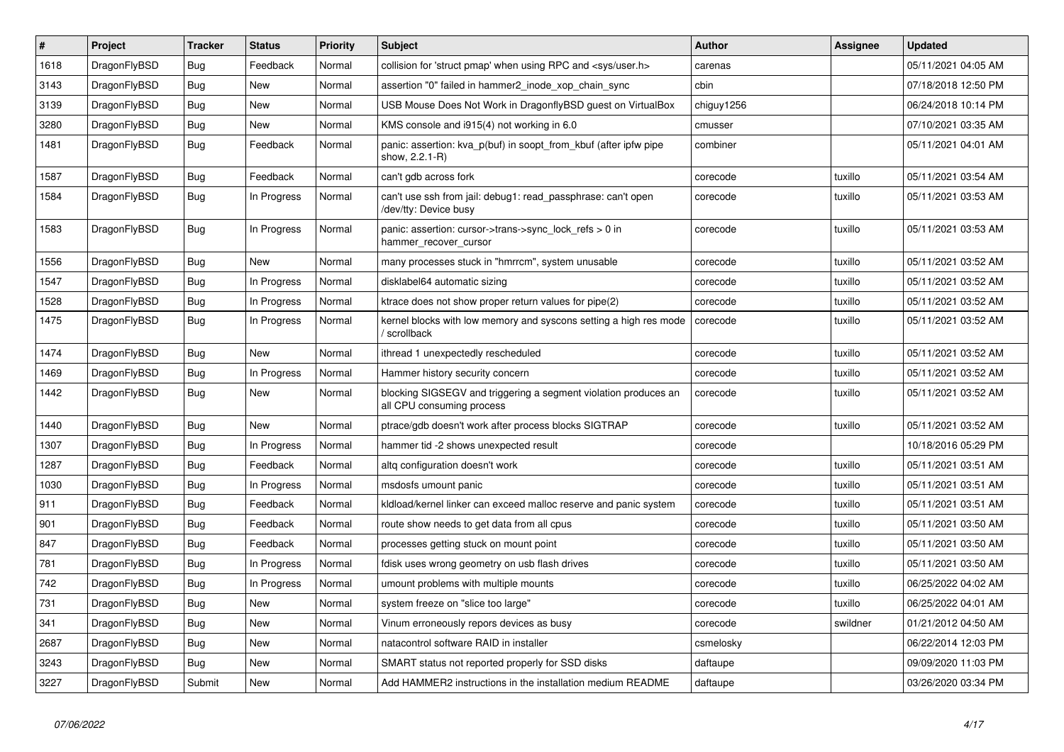| # | Project | Tracker | Status | Priority | Subject | Author | Assignee | Updated |
|---|---|---|---|---|---|---|---|---|
| 1618 | DragonFlyBSD | Bug | Feedback | Normal | collision for 'struct pmap' when using RPC and <sys/user.h> | carenas | | 05/11/2021 04:05 AM |
| 3143 | DragonFlyBSD | Bug | New | Normal | assertion "0" failed in hammer2_inode_xop_chain_sync | cbin | | 07/18/2018 12:50 PM |
| 3139 | DragonFlyBSD | Bug | New | Normal | USB Mouse Does Not Work in DragonflyBSD guest on VirtualBox | chiguy1256 | | 06/24/2018 10:14 PM |
| 3280 | DragonFlyBSD | Bug | New | Normal | KMS console and i915(4) not working in 6.0 | cmusser | | 07/10/2021 03:35 AM |
| 1481 | DragonFlyBSD | Bug | Feedback | Normal | panic: assertion: kva_p(buf) in soopt_from_kbuf (after ipfw pipe show, 2.2.1-R) | combiner | | 05/11/2021 04:01 AM |
| 1587 | DragonFlyBSD | Bug | Feedback | Normal | can't gdb across fork | corecode | tuxillo | 05/11/2021 03:54 AM |
| 1584 | DragonFlyBSD | Bug | In Progress | Normal | can't use ssh from jail: debug1: read_passphrase: can't open /dev/tty: Device busy | corecode | tuxillo | 05/11/2021 03:53 AM |
| 1583 | DragonFlyBSD | Bug | In Progress | Normal | panic: assertion: cursor->trans->sync_lock_refs > 0 in hammer_recover_cursor | corecode | tuxillo | 05/11/2021 03:53 AM |
| 1556 | DragonFlyBSD | Bug | New | Normal | many processes stuck in "hmrrcm", system unusable | corecode | tuxillo | 05/11/2021 03:52 AM |
| 1547 | DragonFlyBSD | Bug | In Progress | Normal | disklabel64 automatic sizing | corecode | tuxillo | 05/11/2021 03:52 AM |
| 1528 | DragonFlyBSD | Bug | In Progress | Normal | ktrace does not show proper return values for pipe(2) | corecode | tuxillo | 05/11/2021 03:52 AM |
| 1475 | DragonFlyBSD | Bug | In Progress | Normal | kernel blocks with low memory and syscons setting a high res mode / scrollback | corecode | tuxillo | 05/11/2021 03:52 AM |
| 1474 | DragonFlyBSD | Bug | New | Normal | ithread 1 unexpectedly rescheduled | corecode | tuxillo | 05/11/2021 03:52 AM |
| 1469 | DragonFlyBSD | Bug | In Progress | Normal | Hammer history security concern | corecode | tuxillo | 05/11/2021 03:52 AM |
| 1442 | DragonFlyBSD | Bug | New | Normal | blocking SIGSEGV and triggering a segment violation produces an all CPU consuming process | corecode | tuxillo | 05/11/2021 03:52 AM |
| 1440 | DragonFlyBSD | Bug | New | Normal | ptrace/gdb doesn't work after process blocks SIGTRAP | corecode | tuxillo | 05/11/2021 03:52 AM |
| 1307 | DragonFlyBSD | Bug | In Progress | Normal | hammer tid -2 shows unexpected result | corecode | | 10/18/2016 05:29 PM |
| 1287 | DragonFlyBSD | Bug | Feedback | Normal | altq configuration doesn't work | corecode | tuxillo | 05/11/2021 03:51 AM |
| 1030 | DragonFlyBSD | Bug | In Progress | Normal | msdosfs umount panic | corecode | tuxillo | 05/11/2021 03:51 AM |
| 911 | DragonFlyBSD | Bug | Feedback | Normal | kldload/kernel linker can exceed malloc reserve and panic system | corecode | tuxillo | 05/11/2021 03:51 AM |
| 901 | DragonFlyBSD | Bug | Feedback | Normal | route show needs to get data from all cpus | corecode | tuxillo | 05/11/2021 03:50 AM |
| 847 | DragonFlyBSD | Bug | Feedback | Normal | processes getting stuck on mount point | corecode | tuxillo | 05/11/2021 03:50 AM |
| 781 | DragonFlyBSD | Bug | In Progress | Normal | fdisk uses wrong geometry on usb flash drives | corecode | tuxillo | 05/11/2021 03:50 AM |
| 742 | DragonFlyBSD | Bug | In Progress | Normal | umount problems with multiple mounts | corecode | tuxillo | 06/25/2022 04:02 AM |
| 731 | DragonFlyBSD | Bug | New | Normal | system freeze on "slice too large" | corecode | tuxillo | 06/25/2022 04:01 AM |
| 341 | DragonFlyBSD | Bug | New | Normal | Vinum erroneously repors devices as busy | corecode | swildner | 01/21/2012 04:50 AM |
| 2687 | DragonFlyBSD | Bug | New | Normal | natacontrol software RAID in installer | csmelosky | | 06/22/2014 12:03 PM |
| 3243 | DragonFlyBSD | Bug | New | Normal | SMART status not reported properly for SSD disks | daftaupe | | 09/09/2020 11:03 PM |
| 3227 | DragonFlyBSD | Submit | New | Normal | Add HAMMER2 instructions in the installation medium README | daftaupe | | 03/26/2020 03:34 PM |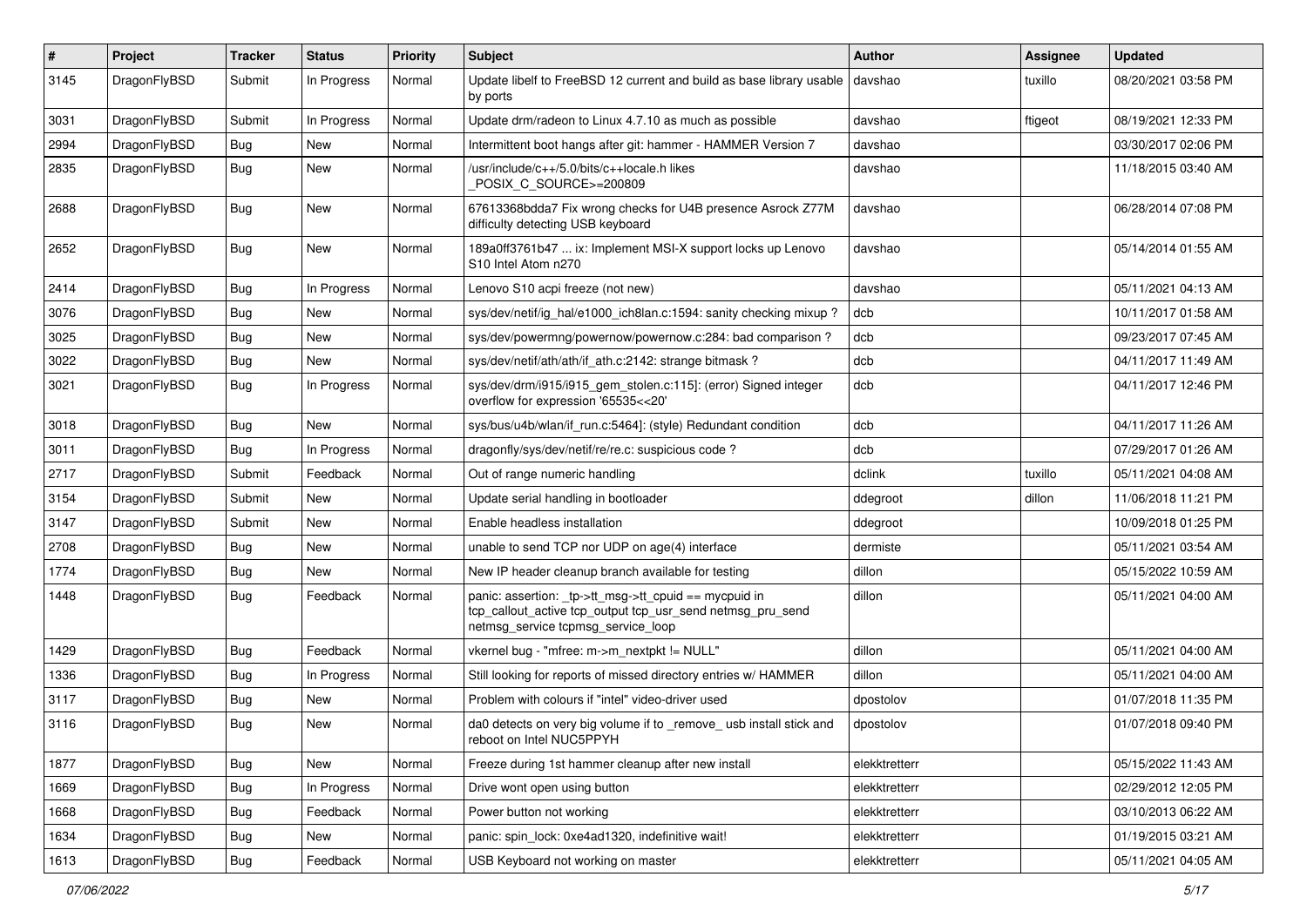| # | Project | Tracker | Status | Priority | Subject | Author | Assignee | Updated |
|---|---|---|---|---|---|---|---|---|
| 3145 | DragonFlyBSD | Submit | In Progress | Normal | Update libelf to FreeBSD 12 current and build as base library usable by ports | davshao | tuxillo | 08/20/2021 03:58 PM |
| 3031 | DragonFlyBSD | Submit | In Progress | Normal | Update drm/radeon to Linux 4.7.10 as much as possible | davshao | ftigeot | 08/19/2021 12:33 PM |
| 2994 | DragonFlyBSD | Bug | New | Normal | Intermittent boot hangs after git: hammer - HAMMER Version 7 | davshao | | 03/30/2017 02:06 PM |
| 2835 | DragonFlyBSD | Bug | New | Normal | /usr/include/c++/5.0/bits/c++locale.h likes _POSIX_C_SOURCE>=200809 | davshao | | 11/18/2015 03:40 AM |
| 2688 | DragonFlyBSD | Bug | New | Normal | 67613368bdda7 Fix wrong checks for U4B presence Asrock Z77M difficulty detecting USB keyboard | davshao | | 06/28/2014 07:08 PM |
| 2652 | DragonFlyBSD | Bug | New | Normal | 189a0ff3761b47 ... ix: Implement MSI-X support locks up Lenovo S10 Intel Atom n270 | davshao | | 05/14/2014 01:55 AM |
| 2414 | DragonFlyBSD | Bug | In Progress | Normal | Lenovo S10 acpi freeze (not new) | davshao | | 05/11/2021 04:13 AM |
| 3076 | DragonFlyBSD | Bug | New | Normal | sys/dev/netif/ig_hal/e1000_ich8lan.c:1594: sanity checking mixup ? | dcb | | 10/11/2017 01:58 AM |
| 3025 | DragonFlyBSD | Bug | New | Normal | sys/dev/powermng/powernow/powernow.c:284: bad comparison ? | dcb | | 09/23/2017 07:45 AM |
| 3022 | DragonFlyBSD | Bug | New | Normal | sys/dev/netif/ath/ath/if_ath.c:2142: strange bitmask ? | dcb | | 04/11/2017 11:49 AM |
| 3021 | DragonFlyBSD | Bug | In Progress | Normal | sys/dev/drm/i915/i915_gem_stolen.c:115]: (error) Signed integer overflow for expression '65535<<20' | dcb | | 04/11/2017 12:46 PM |
| 3018 | DragonFlyBSD | Bug | New | Normal | sys/bus/u4b/wlan/if_run.c:5464]: (style) Redundant condition | dcb | | 04/11/2017 11:26 AM |
| 3011 | DragonFlyBSD | Bug | In Progress | Normal | dragonfly/sys/dev/netif/re/re.c: suspicious code ? | dcb | | 07/29/2017 01:26 AM |
| 2717 | DragonFlyBSD | Submit | Feedback | Normal | Out of range numeric handling | dclink | tuxillo | 05/11/2021 04:08 AM |
| 3154 | DragonFlyBSD | Submit | New | Normal | Update serial handling in bootloader | ddegroot | dillon | 11/06/2018 11:21 PM |
| 3147 | DragonFlyBSD | Submit | New | Normal | Enable headless installation | ddegroot | | 10/09/2018 01:25 PM |
| 2708 | DragonFlyBSD | Bug | New | Normal | unable to send TCP nor UDP on age(4) interface | dermiste | | 05/11/2021 03:54 AM |
| 1774 | DragonFlyBSD | Bug | New | Normal | New IP header cleanup branch available for testing | dillon | | 05/15/2022 10:59 AM |
| 1448 | DragonFlyBSD | Bug | Feedback | Normal | panic: assertion: _tp->tt_msg->tt_cpuid == mycpuid in tcp_callout_active tcp_output tcp_usr_send netmsg_pru_send netmsg_service tcpmsg_service_loop | dillon | | 05/11/2021 04:00 AM |
| 1429 | DragonFlyBSD | Bug | Feedback | Normal | vkernel bug - "mfree: m->m_nextpkt != NULL" | dillon | | 05/11/2021 04:00 AM |
| 1336 | DragonFlyBSD | Bug | In Progress | Normal | Still looking for reports of missed directory entries w/ HAMMER | dillon | | 05/11/2021 04:00 AM |
| 3117 | DragonFlyBSD | Bug | New | Normal | Problem with colours if "intel" video-driver used | dpostolov | | 01/07/2018 11:35 PM |
| 3116 | DragonFlyBSD | Bug | New | Normal | da0 detects on very big volume if to _remove_ usb install stick and reboot on Intel NUC5PPYH | dpostolov | | 01/07/2018 09:40 PM |
| 1877 | DragonFlyBSD | Bug | New | Normal | Freeze during 1st hammer cleanup after new install | elekktretterr | | 05/15/2022 11:43 AM |
| 1669 | DragonFlyBSD | Bug | In Progress | Normal | Drive wont open using button | elekktretterr | | 02/29/2012 12:05 PM |
| 1668 | DragonFlyBSD | Bug | Feedback | Normal | Power button not working | elekktretterr | | 03/10/2013 06:22 AM |
| 1634 | DragonFlyBSD | Bug | New | Normal | panic: spin_lock: 0xe4ad1320, indefinitive wait! | elekktretterr | | 01/19/2015 03:21 AM |
| 1613 | DragonFlyBSD | Bug | Feedback | Normal | USB Keyboard not working on master | elekktretterr | | 05/11/2021 04:05 AM |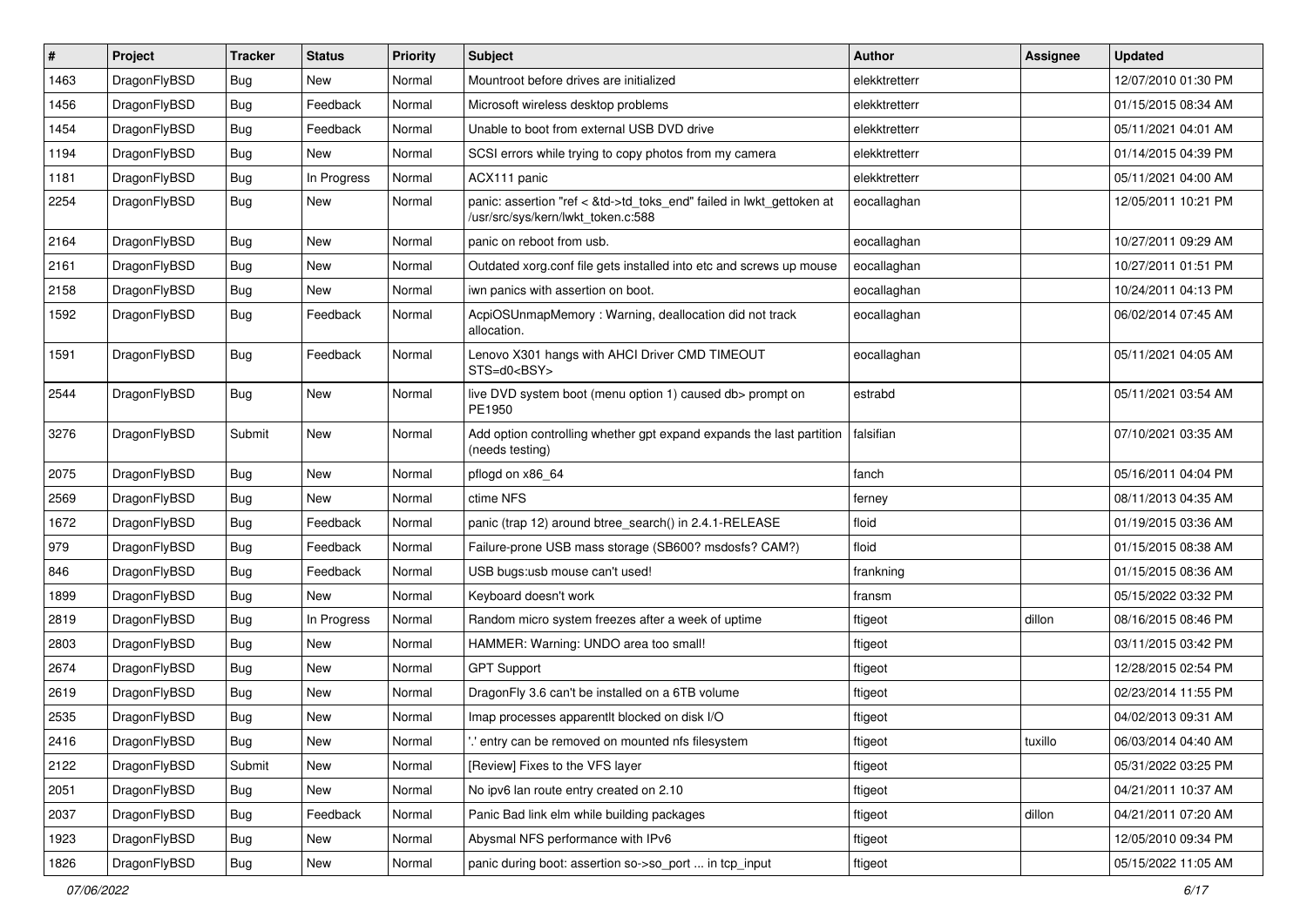| # | Project | Tracker | Status | Priority | Subject | Author | Assignee | Updated |
|---|---|---|---|---|---|---|---|---|
| 1463 | DragonFlyBSD | Bug | New | Normal | Mountroot before drives are initialized | elekktretterr | | 12/07/2010 01:30 PM |
| 1456 | DragonFlyBSD | Bug | Feedback | Normal | Microsoft wireless desktop problems | elekktretterr | | 01/15/2015 08:34 AM |
| 1454 | DragonFlyBSD | Bug | Feedback | Normal | Unable to boot from external USB DVD drive | elekktretterr | | 05/11/2021 04:01 AM |
| 1194 | DragonFlyBSD | Bug | New | Normal | SCSI errors while trying to copy photos from my camera | elekktretterr | | 01/14/2015 04:39 PM |
| 1181 | DragonFlyBSD | Bug | In Progress | Normal | ACX111 panic | elekktretterr | | 05/11/2021 04:00 AM |
| 2254 | DragonFlyBSD | Bug | New | Normal | panic: assertion "ref < &td->td_toks_end" failed in lwkt_gettoken at /usr/src/sys/kern/lwkt_token.c:588 | eocallaghan | | 12/05/2011 10:21 PM |
| 2164 | DragonFlyBSD | Bug | New | Normal | panic on reboot from usb. | eocallaghan | | 10/27/2011 09:29 AM |
| 2161 | DragonFlyBSD | Bug | New | Normal | Outdated xorg.conf file gets installed into etc and screws up mouse | eocallaghan | | 10/27/2011 01:51 PM |
| 2158 | DragonFlyBSD | Bug | New | Normal | iwn panics with assertion on boot. | eocallaghan | | 10/24/2011 04:13 PM |
| 1592 | DragonFlyBSD | Bug | Feedback | Normal | AcpiOSUnmapMemory : Warning, deallocation did not track allocation. | eocallaghan | | 06/02/2014 07:45 AM |
| 1591 | DragonFlyBSD | Bug | Feedback | Normal | Lenovo X301 hangs with AHCI Driver CMD TIMEOUT STS=d0<BSY> | eocallaghan | | 05/11/2021 04:05 AM |
| 2544 | DragonFlyBSD | Bug | New | Normal | live DVD system boot (menu option 1) caused db> prompt on PE1950 | estrabd | | 05/11/2021 03:54 AM |
| 3276 | DragonFlyBSD | Submit | New | Normal | Add option controlling whether gpt expand expands the last partition (needs testing) | falsifian | | 07/10/2021 03:35 AM |
| 2075 | DragonFlyBSD | Bug | New | Normal | pflogd on x86_64 | fanch | | 05/16/2011 04:04 PM |
| 2569 | DragonFlyBSD | Bug | New | Normal | ctime NFS | ferney | | 08/11/2013 04:35 AM |
| 1672 | DragonFlyBSD | Bug | Feedback | Normal | panic (trap 12) around btree_search() in 2.4.1-RELEASE | floid | | 01/19/2015 03:36 AM |
| 979 | DragonFlyBSD | Bug | Feedback | Normal | Failure-prone USB mass storage (SB600? msdosfs? CAM?) | floid | | 01/15/2015 08:38 AM |
| 846 | DragonFlyBSD | Bug | Feedback | Normal | USB bugs:usb mouse can't used! | frankning | | 01/15/2015 08:36 AM |
| 1899 | DragonFlyBSD | Bug | New | Normal | Keyboard doesn't work | fransm | | 05/15/2022 03:32 PM |
| 2819 | DragonFlyBSD | Bug | In Progress | Normal | Random micro system freezes after a week of uptime | ftigeot | dillon | 08/16/2015 08:46 PM |
| 2803 | DragonFlyBSD | Bug | New | Normal | HAMMER: Warning: UNDO area too small! | ftigeot | | 03/11/2015 03:42 PM |
| 2674 | DragonFlyBSD | Bug | New | Normal | GPT Support | ftigeot | | 12/28/2015 02:54 PM |
| 2619 | DragonFlyBSD | Bug | New | Normal | DragonFly 3.6 can't be installed on a 6TB volume | ftigeot | | 02/23/2014 11:55 PM |
| 2535 | DragonFlyBSD | Bug | New | Normal | Imap processes apparentlt blocked on disk I/O | ftigeot | | 04/02/2013 09:31 AM |
| 2416 | DragonFlyBSD | Bug | New | Normal | '.' entry can be removed on mounted nfs filesystem | ftigeot | tuxillo | 06/03/2014 04:40 AM |
| 2122 | DragonFlyBSD | Submit | New | Normal | [Review] Fixes to the VFS layer | ftigeot | | 05/31/2022 03:25 PM |
| 2051 | DragonFlyBSD | Bug | New | Normal | No ipv6 lan route entry created on 2.10 | ftigeot | | 04/21/2011 10:37 AM |
| 2037 | DragonFlyBSD | Bug | Feedback | Normal | Panic Bad link elm while building packages | ftigeot | dillon | 04/21/2011 07:20 AM |
| 1923 | DragonFlyBSD | Bug | New | Normal | Abysmal NFS performance with IPv6 | ftigeot | | 12/05/2010 09:34 PM |
| 1826 | DragonFlyBSD | Bug | New | Normal | panic during boot: assertion so->so_port ... in tcp_input | ftigeot | | 05/15/2022 11:05 AM |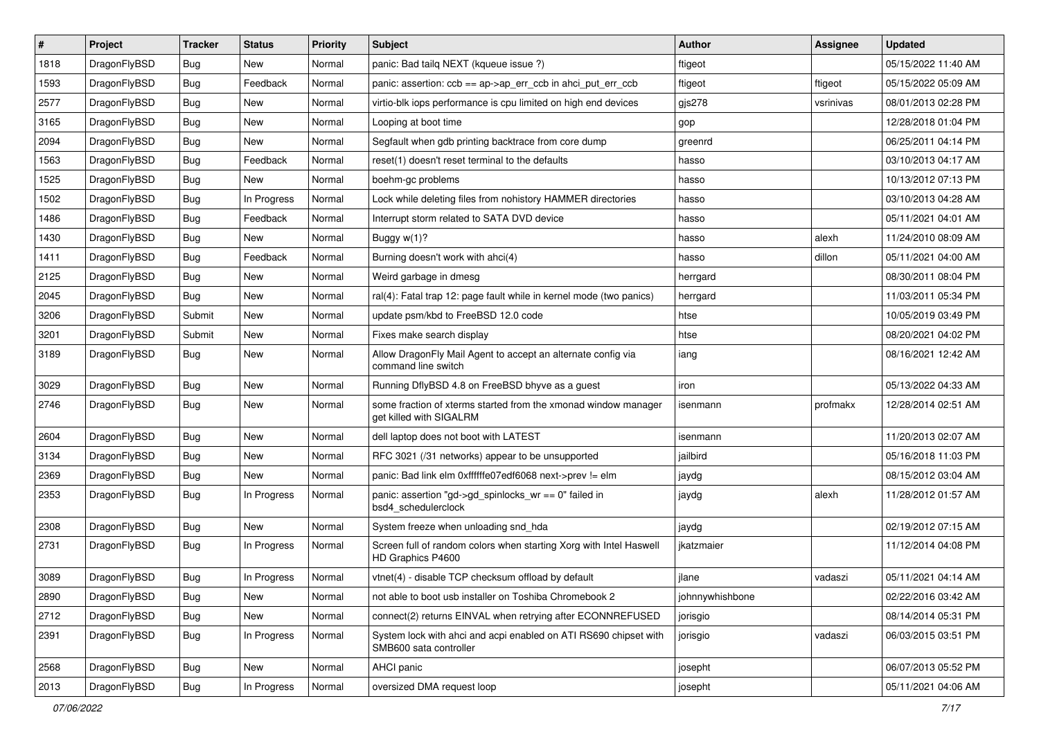| # | Project | Tracker | Status | Priority | Subject | Author | Assignee | Updated |
|---|---|---|---|---|---|---|---|---|
| 1818 | DragonFlyBSD | Bug | New | Normal | panic: Bad tailq NEXT (kqueue issue ?) | ftigeot | | 05/15/2022 11:40 AM |
| 1593 | DragonFlyBSD | Bug | Feedback | Normal | panic: assertion: ccb == ap->ap_err_ccb in ahci_put_err_ccb | ftigeot | ftigeot | 05/15/2022 05:09 AM |
| 2577 | DragonFlyBSD | Bug | New | Normal | virtio-blk iops performance is cpu limited on high end devices | gjs278 | vsrinivas | 08/01/2013 02:28 PM |
| 3165 | DragonFlyBSD | Bug | New | Normal | Looping at boot time | gop | | 12/28/2018 01:04 PM |
| 2094 | DragonFlyBSD | Bug | New | Normal | Segfault when gdb printing backtrace from core dump | greenrd | | 06/25/2011 04:14 PM |
| 1563 | DragonFlyBSD | Bug | Feedback | Normal | reset(1) doesn't reset terminal to the defaults | hasso | | 03/10/2013 04:17 AM |
| 1525 | DragonFlyBSD | Bug | New | Normal | boehm-gc problems | hasso | | 10/13/2012 07:13 PM |
| 1502 | DragonFlyBSD | Bug | In Progress | Normal | Lock while deleting files from nohistory HAMMER directories | hasso | | 03/10/2013 04:28 AM |
| 1486 | DragonFlyBSD | Bug | Feedback | Normal | Interrupt storm related to SATA DVD device | hasso | | 05/11/2021 04:01 AM |
| 1430 | DragonFlyBSD | Bug | New | Normal | Buggy w(1)? | hasso | alexh | 11/24/2010 08:09 AM |
| 1411 | DragonFlyBSD | Bug | Feedback | Normal | Burning doesn't work with ahci(4) | hasso | dillon | 05/11/2021 04:00 AM |
| 2125 | DragonFlyBSD | Bug | New | Normal | Weird garbage in dmesg | herrgard | | 08/30/2011 08:04 PM |
| 2045 | DragonFlyBSD | Bug | New | Normal | ral(4): Fatal trap 12: page fault while in kernel mode (two panics) | herrgard | | 11/03/2011 05:34 PM |
| 3206 | DragonFlyBSD | Submit | New | Normal | update psm/kbd to FreeBSD 12.0 code | htse | | 10/05/2019 03:49 PM |
| 3201 | DragonFlyBSD | Submit | New | Normal | Fixes make search display | htse | | 08/20/2021 04:02 PM |
| 3189 | DragonFlyBSD | Bug | New | Normal | Allow DragonFly Mail Agent to accept an alternate config via command line switch | iang | | 08/16/2021 12:42 AM |
| 3029 | DragonFlyBSD | Bug | New | Normal | Running DflyBSD 4.8 on FreeBSD bhyve as a guest | iron | | 05/13/2022 04:33 AM |
| 2746 | DragonFlyBSD | Bug | New | Normal | some fraction of xterms started from the xmonad window manager get killed with SIGALRM | isenmann | profmakx | 12/28/2014 02:51 AM |
| 2604 | DragonFlyBSD | Bug | New | Normal | dell laptop does not boot with LATEST | isenmann | | 11/20/2013 02:07 AM |
| 3134 | DragonFlyBSD | Bug | New | Normal | RFC 3021 (/31 networks) appear to be unsupported | jailbird | | 05/16/2018 11:03 PM |
| 2369 | DragonFlyBSD | Bug | New | Normal | panic: Bad link elm 0xffffffe07edf6068 next->prev != elm | jaydg | | 08/15/2012 03:04 AM |
| 2353 | DragonFlyBSD | Bug | In Progress | Normal | panic: assertion "gd->gd_spinlocks_wr == 0" failed in bsd4_schedulerclock | jaydg | alexh | 11/28/2012 01:57 AM |
| 2308 | DragonFlyBSD | Bug | New | Normal | System freeze when unloading snd_hda | jaydg | | 02/19/2012 07:15 AM |
| 2731 | DragonFlyBSD | Bug | In Progress | Normal | Screen full of random colors when starting Xorg with Intel Haswell HD Graphics P4600 | jkatzmaier | | 11/12/2014 04:08 PM |
| 3089 | DragonFlyBSD | Bug | In Progress | Normal | vtnet(4) - disable TCP checksum offload by default | jlane | vadaszi | 05/11/2021 04:14 AM |
| 2890 | DragonFlyBSD | Bug | New | Normal | not able to boot usb installer on Toshiba Chromebook 2 | johnnywhishbone | | 02/22/2016 03:42 AM |
| 2712 | DragonFlyBSD | Bug | New | Normal | connect(2) returns EINVAL when retrying after ECONNREFUSED | jorisgio | | 08/14/2014 05:31 PM |
| 2391 | DragonFlyBSD | Bug | In Progress | Normal | System lock with ahci and acpi enabled on ATI RS690 chipset with SMB600 sata controller | jorisgio | vadaszi | 06/03/2015 03:51 PM |
| 2568 | DragonFlyBSD | Bug | New | Normal | AHCI panic | josepht | | 06/07/2013 05:52 PM |
| 2013 | DragonFlyBSD | Bug | In Progress | Normal | oversized DMA request loop | josepht | | 05/11/2021 04:06 AM |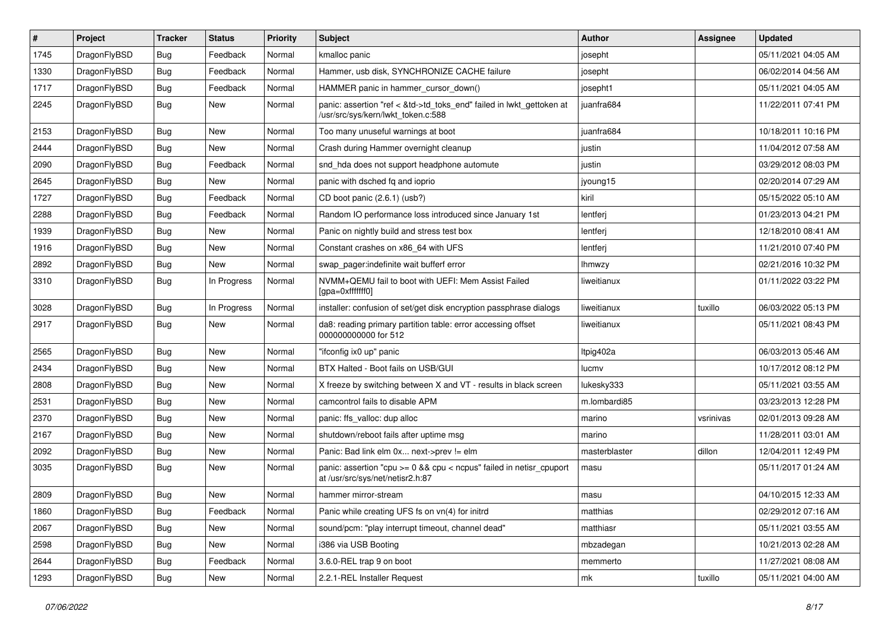| # | Project | Tracker | Status | Priority | Subject | Author | Assignee | Updated |
|---|---|---|---|---|---|---|---|---|
| 1745 | DragonFlyBSD | Bug | Feedback | Normal | kmalloc panic | josepht | | 05/11/2021 04:05 AM |
| 1330 | DragonFlyBSD | Bug | Feedback | Normal | Hammer, usb disk, SYNCHRONIZE CACHE failure | josepht | | 06/02/2014 04:56 AM |
| 1717 | DragonFlyBSD | Bug | Feedback | Normal | HAMMER panic in hammer_cursor_down() | josepht1 | | 05/11/2021 04:05 AM |
| 2245 | DragonFlyBSD | Bug | New | Normal | panic: assertion "ref < &td->td_toks_end" failed in lwkt_gettoken at /usr/src/sys/kern/lwkt_token.c:588 | juanfra684 | | 11/22/2011 07:41 PM |
| 2153 | DragonFlyBSD | Bug | New | Normal | Too many unuseful warnings at boot | juanfra684 | | 10/18/2011 10:16 PM |
| 2444 | DragonFlyBSD | Bug | New | Normal | Crash during Hammer overnight cleanup | justin | | 11/04/2012 07:58 AM |
| 2090 | DragonFlyBSD | Bug | Feedback | Normal | snd_hda does not support headphone automute | justin | | 03/29/2012 08:03 PM |
| 2645 | DragonFlyBSD | Bug | New | Normal | panic with dsched fq and ioprio | jyoung15 | | 02/20/2014 07:29 AM |
| 1727 | DragonFlyBSD | Bug | Feedback | Normal | CD boot panic (2.6.1) (usb?) | kiril | | 05/15/2022 05:10 AM |
| 2288 | DragonFlyBSD | Bug | Feedback | Normal | Random IO performance loss introduced since January 1st | lentferj | | 01/23/2013 04:21 PM |
| 1939 | DragonFlyBSD | Bug | New | Normal | Panic on nightly build and stress test box | lentferj | | 12/18/2010 08:41 AM |
| 1916 | DragonFlyBSD | Bug | New | Normal | Constant crashes on x86_64 with UFS | lentferj | | 11/21/2010 07:40 PM |
| 2892 | DragonFlyBSD | Bug | New | Normal | swap_pager:indefinite wait bufferf error | lhmwzy | | 02/21/2016 10:32 PM |
| 3310 | DragonFlyBSD | Bug | In Progress | Normal | NVMM+QEMU fail to boot with UEFI: Mem Assist Failed [gpa=0xfffffff0] | liweitianux | | 01/11/2022 03:22 PM |
| 3028 | DragonFlyBSD | Bug | In Progress | Normal | installer: confusion of set/get disk encryption passphrase dialogs | liweitianux | tuxillo | 06/03/2022 05:13 PM |
| 2917 | DragonFlyBSD | Bug | New | Normal | da8: reading primary partition table: error accessing offset 000000000000 for 512 | liweitianux | | 05/11/2021 08:43 PM |
| 2565 | DragonFlyBSD | Bug | New | Normal | "ifconfig ix0 up" panic | ltpig402a | | 06/03/2013 05:46 AM |
| 2434 | DragonFlyBSD | Bug | New | Normal | BTX Halted - Boot fails on USB/GUI | lucmv | | 10/17/2012 08:12 PM |
| 2808 | DragonFlyBSD | Bug | New | Normal | X freeze by switching between X and VT - results in black screen | lukesky333 | | 05/11/2021 03:55 AM |
| 2531 | DragonFlyBSD | Bug | New | Normal | camcontrol fails to disable APM | m.lombardi85 | | 03/23/2013 12:28 PM |
| 2370 | DragonFlyBSD | Bug | New | Normal | panic: ffs_valloc: dup alloc | marino | vsrinivas | 02/01/2013 09:28 AM |
| 2167 | DragonFlyBSD | Bug | New | Normal | shutdown/reboot fails after uptime msg | marino | | 11/28/2011 03:01 AM |
| 2092 | DragonFlyBSD | Bug | New | Normal | Panic: Bad link elm 0x... next->prev != elm | masterblaster | dillon | 12/04/2011 12:49 PM |
| 3035 | DragonFlyBSD | Bug | New | Normal | panic: assertion "cpu >= 0 && cpu < ncpus" failed in netisr_cpuport at /usr/src/sys/net/netisr2.h:87 | masu | | 05/11/2017 01:24 AM |
| 2809 | DragonFlyBSD | Bug | New | Normal | hammer mirror-stream | masu | | 04/10/2015 12:33 AM |
| 1860 | DragonFlyBSD | Bug | Feedback | Normal | Panic while creating UFS fs on vn(4) for initrd | matthias | | 02/29/2012 07:16 AM |
| 2067 | DragonFlyBSD | Bug | New | Normal | sound/pcm: "play interrupt timeout, channel dead" | matthiasr | | 05/11/2021 03:55 AM |
| 2598 | DragonFlyBSD | Bug | New | Normal | i386 via USB Booting | mbzadegan | | 10/21/2013 02:28 AM |
| 2644 | DragonFlyBSD | Bug | Feedback | Normal | 3.6.0-REL trap 9 on boot | memmerto | | 11/27/2021 08:08 AM |
| 1293 | DragonFlyBSD | Bug | New | Normal | 2.2.1-REL Installer Request | mk | tuxillo | 05/11/2021 04:00 AM |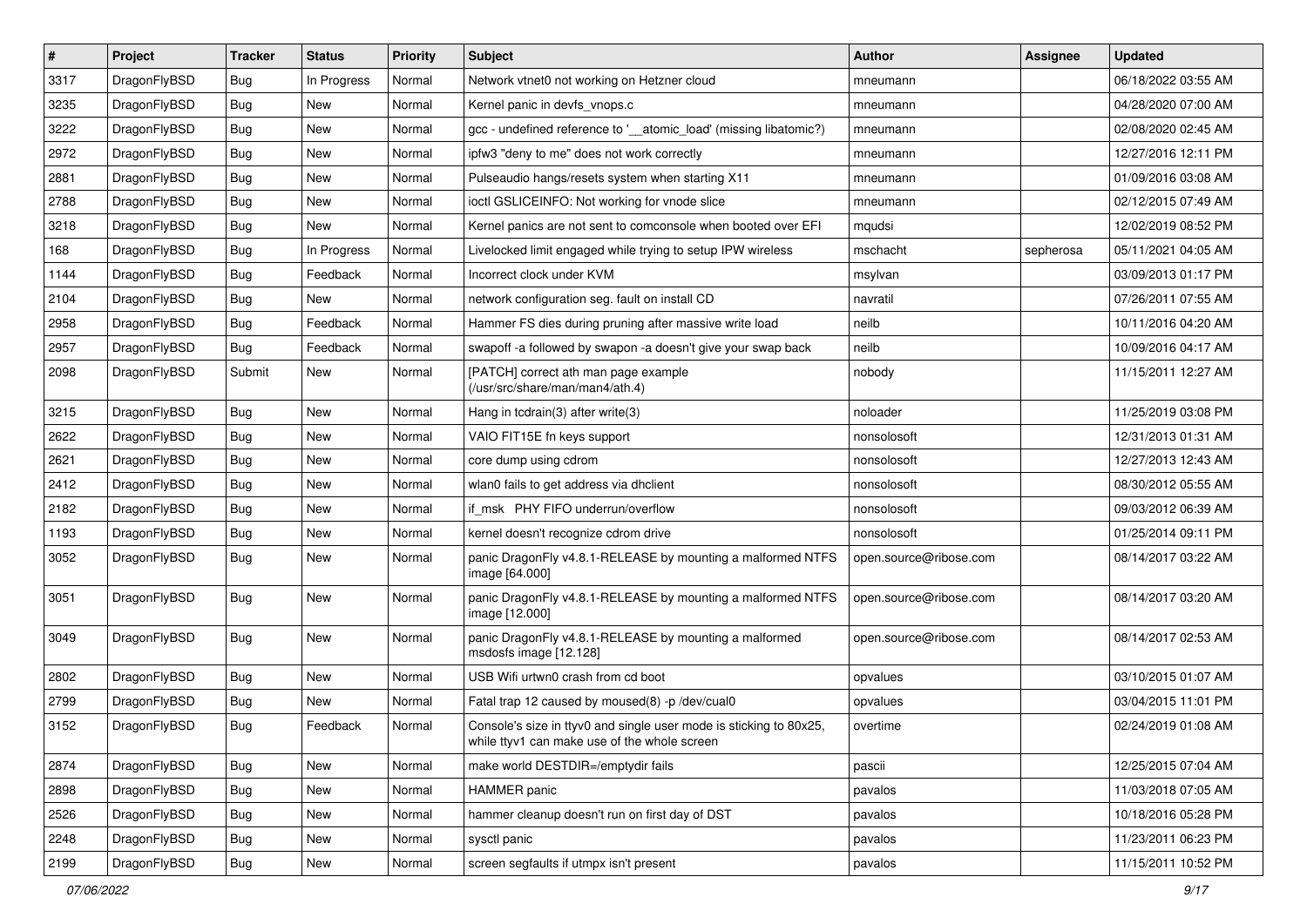| # | Project | Tracker | Status | Priority | Subject | Author | Assignee | Updated |
|---|---|---|---|---|---|---|---|---|
| 3317 | DragonFlyBSD | Bug | In Progress | Normal | Network vtnet0 not working on Hetzner cloud | mneumann | | 06/18/2022 03:55 AM |
| 3235 | DragonFlyBSD | Bug | New | Normal | Kernel panic in devfs_vnops.c | mneumann | | 04/28/2020 07:00 AM |
| 3222 | DragonFlyBSD | Bug | New | Normal | gcc - undefined reference to '__atomic_load' (missing libatomic?) | mneumann | | 02/08/2020 02:45 AM |
| 2972 | DragonFlyBSD | Bug | New | Normal | ipfw3 "deny to me" does not work correctly | mneumann | | 12/27/2016 12:11 PM |
| 2881 | DragonFlyBSD | Bug | New | Normal | Pulseaudio hangs/resets system when starting X11 | mneumann | | 01/09/2016 03:08 AM |
| 2788 | DragonFlyBSD | Bug | New | Normal | ioctl GSLICEINFO: Not working for vnode slice | mneumann | | 02/12/2015 07:49 AM |
| 3218 | DragonFlyBSD | Bug | New | Normal | Kernel panics are not sent to comconsole when booted over EFI | mqudsi | | 12/02/2019 08:52 PM |
| 168 | DragonFlyBSD | Bug | In Progress | Normal | Livelocked limit engaged while trying to setup IPW wireless | mschacht | sepherosa | 05/11/2021 04:05 AM |
| 1144 | DragonFlyBSD | Bug | Feedback | Normal | Incorrect clock under KVM | msylvan | | 03/09/2013 01:17 PM |
| 2104 | DragonFlyBSD | Bug | New | Normal | network configuration seg. fault on install CD | navratil | | 07/26/2011 07:55 AM |
| 2958 | DragonFlyBSD | Bug | Feedback | Normal | Hammer FS dies during pruning after massive write load | neilb | | 10/11/2016 04:20 AM |
| 2957 | DragonFlyBSD | Bug | Feedback | Normal | swapoff -a followed by swapon -a doesn't give your swap back | neilb | | 10/09/2016 04:17 AM |
| 2098 | DragonFlyBSD | Submit | New | Normal | [PATCH] correct ath man page example (/usr/src/share/man/man4/ath.4) | nobody | | 11/15/2011 12:27 AM |
| 3215 | DragonFlyBSD | Bug | New | Normal | Hang in tcdrain(3) after write(3) | noloader | | 11/25/2019 03:08 PM |
| 2622 | DragonFlyBSD | Bug | New | Normal | VAIO FIT15E fn keys support | nonsolosoft | | 12/31/2013 01:31 AM |
| 2621 | DragonFlyBSD | Bug | New | Normal | core dump using cdrom | nonsolosoft | | 12/27/2013 12:43 AM |
| 2412 | DragonFlyBSD | Bug | New | Normal | wlan0 fails to get address via dhclient | nonsolosoft | | 08/30/2012 05:55 AM |
| 2182 | DragonFlyBSD | Bug | New | Normal | if_msk PHY FIFO underrun/overflow | nonsolosoft | | 09/03/2012 06:39 AM |
| 1193 | DragonFlyBSD | Bug | New | Normal | kernel doesn't recognize cdrom drive | nonsolosoft | | 01/25/2014 09:11 PM |
| 3052 | DragonFlyBSD | Bug | New | Normal | panic DragonFly v4.8.1-RELEASE by mounting a malformed NTFS image [64.000] | open.source@ribose.com | | 08/14/2017 03:22 AM |
| 3051 | DragonFlyBSD | Bug | New | Normal | panic DragonFly v4.8.1-RELEASE by mounting a malformed NTFS image [12.000] | open.source@ribose.com | | 08/14/2017 03:20 AM |
| 3049 | DragonFlyBSD | Bug | New | Normal | panic DragonFly v4.8.1-RELEASE by mounting a malformed msdosfs image [12.128] | open.source@ribose.com | | 08/14/2017 02:53 AM |
| 2802 | DragonFlyBSD | Bug | New | Normal | USB Wifi urtwn0 crash from cd boot | opvalues | | 03/10/2015 01:07 AM |
| 2799 | DragonFlyBSD | Bug | New | Normal | Fatal trap 12 caused by moused(8) -p /dev/cual0 | opvalues | | 03/04/2015 11:01 PM |
| 3152 | DragonFlyBSD | Bug | Feedback | Normal | Console's size in ttyv0 and single user mode is sticking to 80x25, while ttyv1 can make use of the whole screen | overtime | | 02/24/2019 01:08 AM |
| 2874 | DragonFlyBSD | Bug | New | Normal | make world DESTDIR=/emptydir fails | pascii | | 12/25/2015 07:04 AM |
| 2898 | DragonFlyBSD | Bug | New | Normal | HAMMER panic | pavalos | | 11/03/2018 07:05 AM |
| 2526 | DragonFlyBSD | Bug | New | Normal | hammer cleanup doesn't run on first day of DST | pavalos | | 10/18/2016 05:28 PM |
| 2248 | DragonFlyBSD | Bug | New | Normal | sysctl panic | pavalos | | 11/23/2011 06:23 PM |
| 2199 | DragonFlyBSD | Bug | New | Normal | screen segfaults if utmpx isn't present | pavalos | | 11/15/2011 10:52 PM |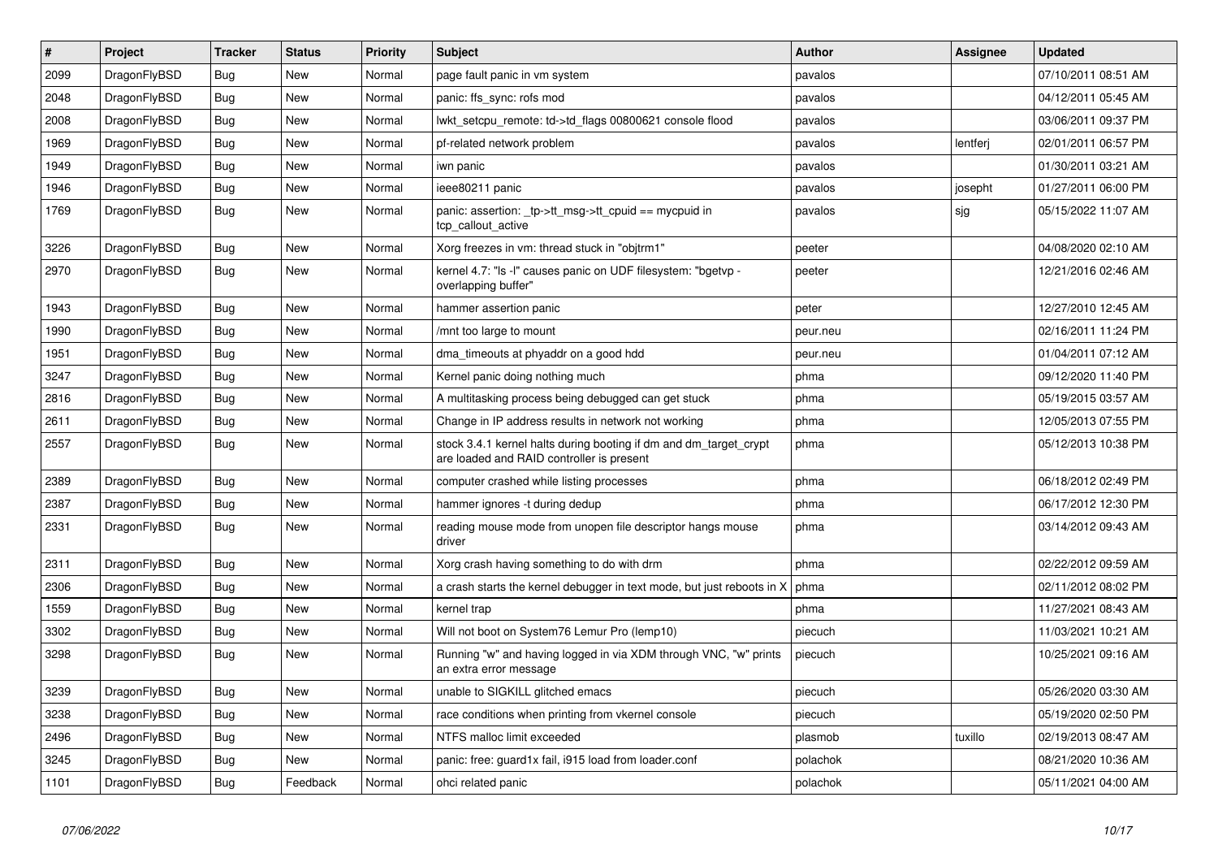| # | Project | Tracker | Status | Priority | Subject | Author | Assignee | Updated |
|---|---|---|---|---|---|---|---|---|
| 2099 | DragonFlyBSD | Bug | New | Normal | page fault panic in vm system | pavalos | | 07/10/2011 08:51 AM |
| 2048 | DragonFlyBSD | Bug | New | Normal | panic: ffs_sync: rofs mod | pavalos | | 04/12/2011 05:45 AM |
| 2008 | DragonFlyBSD | Bug | New | Normal | lwkt_setcpu_remote: td->td_flags 00800621 console flood | pavalos | | 03/06/2011 09:37 PM |
| 1969 | DragonFlyBSD | Bug | New | Normal | pf-related network problem | pavalos | lentferj | 02/01/2011 06:57 PM |
| 1949 | DragonFlyBSD | Bug | New | Normal | iwn panic | pavalos | | 01/30/2011 03:21 AM |
| 1946 | DragonFlyBSD | Bug | New | Normal | ieee80211 panic | pavalos | josepht | 01/27/2011 06:00 PM |
| 1769 | DragonFlyBSD | Bug | New | Normal | panic: assertion: _tp->tt_msg->tt_cpuid == mycpuid in tcp_callout_active | pavalos | sjg | 05/15/2022 11:07 AM |
| 3226 | DragonFlyBSD | Bug | New | Normal | Xorg freezes in vm: thread stuck in "objtrm1" | peeter | | 04/08/2020 02:10 AM |
| 2970 | DragonFlyBSD | Bug | New | Normal | kernel 4.7: "ls -l" causes panic on UDF filesystem: "bgetvp - overlapping buffer" | peeter | | 12/21/2016 02:46 AM |
| 1943 | DragonFlyBSD | Bug | New | Normal | hammer assertion panic | peter | | 12/27/2010 12:45 AM |
| 1990 | DragonFlyBSD | Bug | New | Normal | /mnt too large to mount | peur.neu | | 02/16/2011 11:24 PM |
| 1951 | DragonFlyBSD | Bug | New | Normal | dma_timeouts at phyaddr on a good hdd | peur.neu | | 01/04/2011 07:12 AM |
| 3247 | DragonFlyBSD | Bug | New | Normal | Kernel panic doing nothing much | phma | | 09/12/2020 11:40 PM |
| 2816 | DragonFlyBSD | Bug | New | Normal | A multitasking process being debugged can get stuck | phma | | 05/19/2015 03:57 AM |
| 2611 | DragonFlyBSD | Bug | New | Normal | Change in IP address results in network not working | phma | | 12/05/2013 07:55 PM |
| 2557 | DragonFlyBSD | Bug | New | Normal | stock 3.4.1 kernel halts during booting if dm and dm_target_crypt are loaded and RAID controller is present | phma | | 05/12/2013 10:38 PM |
| 2389 | DragonFlyBSD | Bug | New | Normal | computer crashed while listing processes | phma | | 06/18/2012 02:49 PM |
| 2387 | DragonFlyBSD | Bug | New | Normal | hammer ignores -t during dedup | phma | | 06/17/2012 12:30 PM |
| 2331 | DragonFlyBSD | Bug | New | Normal | reading mouse mode from unopen file descriptor hangs mouse driver | phma | | 03/14/2012 09:43 AM |
| 2311 | DragonFlyBSD | Bug | New | Normal | Xorg crash having something to do with drm | phma | | 02/22/2012 09:59 AM |
| 2306 | DragonFlyBSD | Bug | New | Normal | a crash starts the kernel debugger in text mode, but just reboots in X | phma | | 02/11/2012 08:02 PM |
| 1559 | DragonFlyBSD | Bug | New | Normal | kernel trap | phma | | 11/27/2021 08:43 AM |
| 3302 | DragonFlyBSD | Bug | New | Normal | Will not boot on System76 Lemur Pro (lemp10) | piecuch | | 11/03/2021 10:21 AM |
| 3298 | DragonFlyBSD | Bug | New | Normal | Running "w" and having logged in via XDM through VNC, "w" prints an extra error message | piecuch | | 10/25/2021 09:16 AM |
| 3239 | DragonFlyBSD | Bug | New | Normal | unable to SIGKILL glitched emacs | piecuch | | 05/26/2020 03:30 AM |
| 3238 | DragonFlyBSD | Bug | New | Normal | race conditions when printing from vkernel console | piecuch | | 05/19/2020 02:50 PM |
| 2496 | DragonFlyBSD | Bug | New | Normal | NTFS malloc limit exceeded | plasmob | tuxillo | 02/19/2013 08:47 AM |
| 3245 | DragonFlyBSD | Bug | New | Normal | panic: free: guard1x fail, i915 load from loader.conf | polachok | | 08/21/2020 10:36 AM |
| 1101 | DragonFlyBSD | Bug | Feedback | Normal | ohci related panic | polachok | | 05/11/2021 04:00 AM |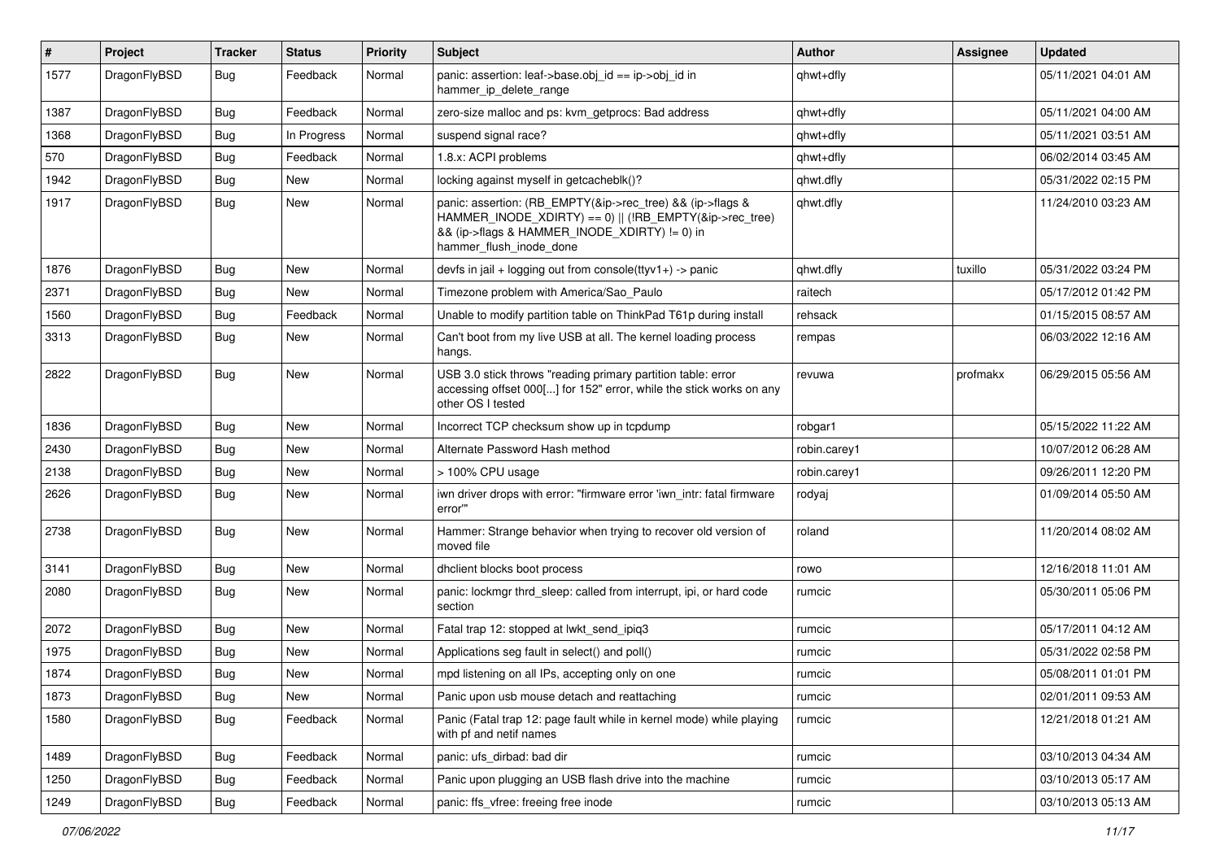| # | Project | Tracker | Status | Priority | Subject | Author | Assignee | Updated |
|---|---|---|---|---|---|---|---|---|
| 1577 | DragonFlyBSD | Bug | Feedback | Normal | panic: assertion: leaf->base.obj_id == ip->obj_id in hammer_ip_delete_range | qhwt+dfly | | 05/11/2021 04:01 AM |
| 1387 | DragonFlyBSD | Bug | Feedback | Normal | zero-size malloc and ps: kvm_getprocs: Bad address | qhwt+dfly | | 05/11/2021 04:00 AM |
| 1368 | DragonFlyBSD | Bug | In Progress | Normal | suspend signal race? | qhwt+dfly | | 05/11/2021 03:51 AM |
| 570 | DragonFlyBSD | Bug | Feedback | Normal | 1.8.x: ACPI problems | qhwt+dfly | | 06/02/2014 03:45 AM |
| 1942 | DragonFlyBSD | Bug | New | Normal | locking against myself in getcacheblk()? | qhwt.dfly | | 05/31/2022 02:15 PM |
| 1917 | DragonFlyBSD | Bug | New | Normal | panic: assertion: (RB_EMPTY(&ip->rec_tree) && (ip->flags & HAMMER_INODE_XDIRTY) == 0) \|\| (!RB_EMPTY(&ip->rec_tree) && (ip->flags & HAMMER_INODE_XDIRTY) != 0) in hammer_flush_inode_done | qhwt.dfly | | 11/24/2010 03:23 AM |
| 1876 | DragonFlyBSD | Bug | New | Normal | devfs in jail + logging out from console(ttyv1+) -> panic | qhwt.dfly | tuxillo | 05/31/2022 03:24 PM |
| 2371 | DragonFlyBSD | Bug | New | Normal | Timezone problem with America/Sao_Paulo | raitech | | 05/17/2012 01:42 PM |
| 1560 | DragonFlyBSD | Bug | Feedback | Normal | Unable to modify partition table on ThinkPad T61p during install | rehsack | | 01/15/2015 08:57 AM |
| 3313 | DragonFlyBSD | Bug | New | Normal | Can't boot from my live USB at all. The kernel loading process hangs. | rempas | | 06/03/2022 12:16 AM |
| 2822 | DragonFlyBSD | Bug | New | Normal | USB 3.0 stick throws "reading primary partition table: error accessing offset 000[...] for 152" error, while the stick works on any other OS I tested | revuwa | profmakx | 06/29/2015 05:56 AM |
| 1836 | DragonFlyBSD | Bug | New | Normal | Incorrect TCP checksum show up in tcpdump | robgar1 | | 05/15/2022 11:22 AM |
| 2430 | DragonFlyBSD | Bug | New | Normal | Alternate Password Hash method | robin.carey1 | | 10/07/2012 06:28 AM |
| 2138 | DragonFlyBSD | Bug | New | Normal | > 100% CPU usage | robin.carey1 | | 09/26/2011 12:20 PM |
| 2626 | DragonFlyBSD | Bug | New | Normal | iwn driver drops with error: "firmware error 'iwn_intr: fatal firmware error'" | rodyaj | | 01/09/2014 05:50 AM |
| 2738 | DragonFlyBSD | Bug | New | Normal | Hammer: Strange behavior when trying to recover old version of moved file | roland | | 11/20/2014 08:02 AM |
| 3141 | DragonFlyBSD | Bug | New | Normal | dhclient blocks boot process | rowo | | 12/16/2018 11:01 AM |
| 2080 | DragonFlyBSD | Bug | New | Normal | panic: lockmgr thrd_sleep: called from interrupt, ipi, or hard code section | rumcic | | 05/30/2011 05:06 PM |
| 2072 | DragonFlyBSD | Bug | New | Normal | Fatal trap 12: stopped at lwkt_send_ipiq3 | rumcic | | 05/17/2011 04:12 AM |
| 1975 | DragonFlyBSD | Bug | New | Normal | Applications seg fault in select() and poll() | rumcic | | 05/31/2022 02:58 PM |
| 1874 | DragonFlyBSD | Bug | New | Normal | mpd listening on all IPs, accepting only on one | rumcic | | 05/08/2011 01:01 PM |
| 1873 | DragonFlyBSD | Bug | New | Normal | Panic upon usb mouse detach and reattaching | rumcic | | 02/01/2011 09:53 AM |
| 1580 | DragonFlyBSD | Bug | Feedback | Normal | Panic (Fatal trap 12: page fault while in kernel mode) while playing with pf and netif names | rumcic | | 12/21/2018 01:21 AM |
| 1489 | DragonFlyBSD | Bug | Feedback | Normal | panic: ufs_dirbad: bad dir | rumcic | | 03/10/2013 04:34 AM |
| 1250 | DragonFlyBSD | Bug | Feedback | Normal | Panic upon plugging an USB flash drive into the machine | rumcic | | 03/10/2013 05:17 AM |
| 1249 | DragonFlyBSD | Bug | Feedback | Normal | panic: ffs_vfree: freeing free inode | rumcic | | 03/10/2013 05:13 AM |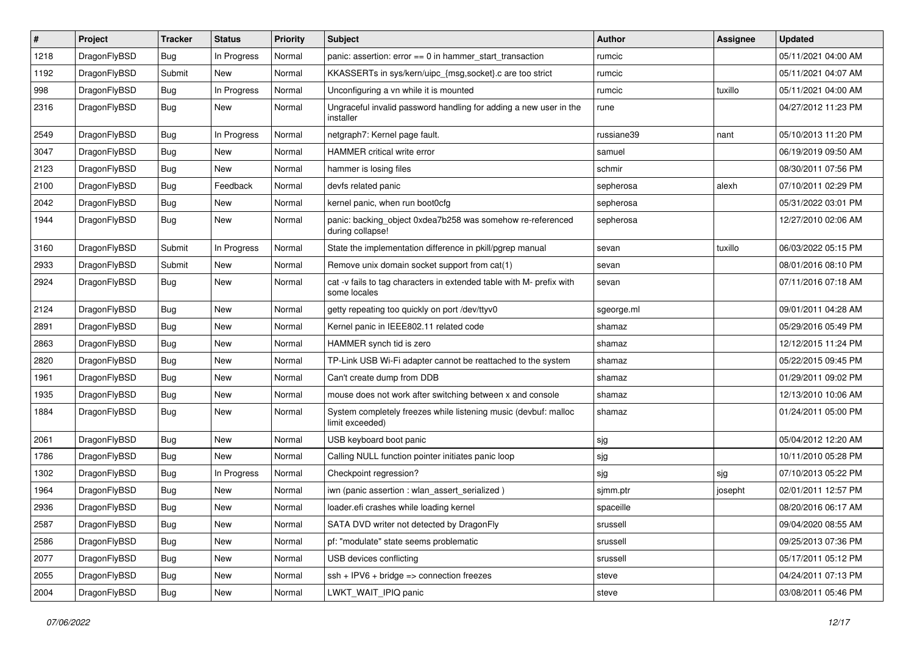| # | Project | Tracker | Status | Priority | Subject | Author | Assignee | Updated |
|---|---|---|---|---|---|---|---|---|
| 1218 | DragonFlyBSD | Bug | In Progress | Normal | panic: assertion: error == 0 in hammer_start_transaction | rumcic | | 05/11/2021 04:00 AM |
| 1192 | DragonFlyBSD | Submit | New | Normal | KKASSERTs in sys/kern/uipc_{msg,socket}.c are too strict | rumcic | | 05/11/2021 04:07 AM |
| 998 | DragonFlyBSD | Bug | In Progress | Normal | Unconfiguring a vn while it is mounted | rumcic | tuxillo | 05/11/2021 04:00 AM |
| 2316 | DragonFlyBSD | Bug | New | Normal | Ungraceful invalid password handling for adding a new user in the installer | rune | | 04/27/2012 11:23 PM |
| 2549 | DragonFlyBSD | Bug | In Progress | Normal | netgraph7: Kernel page fault. | russiane39 | nant | 05/10/2013 11:20 PM |
| 3047 | DragonFlyBSD | Bug | New | Normal | HAMMER critical write error | samuel | | 06/19/2019 09:50 AM |
| 2123 | DragonFlyBSD | Bug | New | Normal | hammer is losing files | schmir | | 08/30/2011 07:56 PM |
| 2100 | DragonFlyBSD | Bug | Feedback | Normal | devfs related panic | sepherosa | alexh | 07/10/2011 02:29 PM |
| 2042 | DragonFlyBSD | Bug | New | Normal | kernel panic, when run boot0cfg | sepherosa | | 05/31/2022 03:01 PM |
| 1944 | DragonFlyBSD | Bug | New | Normal | panic: backing_object 0xdea7b258 was somehow re-referenced during collapse! | sepherosa | | 12/27/2010 02:06 AM |
| 3160 | DragonFlyBSD | Submit | In Progress | Normal | State the implementation difference in pkill/pgrep manual | sevan | tuxillo | 06/03/2022 05:15 PM |
| 2933 | DragonFlyBSD | Submit | New | Normal | Remove unix domain socket support from cat(1) | sevan | | 08/01/2016 08:10 PM |
| 2924 | DragonFlyBSD | Bug | New | Normal | cat -v fails to tag characters in extended table with M- prefix with some locales | sevan | | 07/11/2016 07:18 AM |
| 2124 | DragonFlyBSD | Bug | New | Normal | getty repeating too quickly on port /dev/ttyv0 | sgeorge.ml | | 09/01/2011 04:28 AM |
| 2891 | DragonFlyBSD | Bug | New | Normal | Kernel panic in IEEE802.11 related code | shamaz | | 05/29/2016 05:49 PM |
| 2863 | DragonFlyBSD | Bug | New | Normal | HAMMER synch tid is zero | shamaz | | 12/12/2015 11:24 PM |
| 2820 | DragonFlyBSD | Bug | New | Normal | TP-Link USB Wi-Fi adapter cannot be reattached to the system | shamaz | | 05/22/2015 09:45 PM |
| 1961 | DragonFlyBSD | Bug | New | Normal | Can't create dump from DDB | shamaz | | 01/29/2011 09:02 PM |
| 1935 | DragonFlyBSD | Bug | New | Normal | mouse does not work after switching between x and console | shamaz | | 12/13/2010 10:06 AM |
| 1884 | DragonFlyBSD | Bug | New | Normal | System completely freezes while listening music (devbuf: malloc limit exceeded) | shamaz | | 01/24/2011 05:00 PM |
| 2061 | DragonFlyBSD | Bug | New | Normal | USB keyboard boot panic | sjg | | 05/04/2012 12:20 AM |
| 1786 | DragonFlyBSD | Bug | New | Normal | Calling NULL function pointer initiates panic loop | sjg | | 10/11/2010 05:28 PM |
| 1302 | DragonFlyBSD | Bug | In Progress | Normal | Checkpoint regression? | sjg | sjg | 07/10/2013 05:22 PM |
| 1964 | DragonFlyBSD | Bug | New | Normal | iwn (panic assertion : wlan_assert_serialized ) | sjmm.ptr | josepht | 02/01/2011 12:57 PM |
| 2936 | DragonFlyBSD | Bug | New | Normal | loader.efi crashes while loading kernel | spaceille | | 08/20/2016 06:17 AM |
| 2587 | DragonFlyBSD | Bug | New | Normal | SATA DVD writer not detected by DragonFly | srussell | | 09/04/2020 08:55 AM |
| 2586 | DragonFlyBSD | Bug | New | Normal | pf: "modulate" state seems problematic | srussell | | 09/25/2013 07:36 PM |
| 2077 | DragonFlyBSD | Bug | New | Normal | USB devices conflicting | srussell | | 05/17/2011 05:12 PM |
| 2055 | DragonFlyBSD | Bug | New | Normal | ssh + IPV6 + bridge => connection freezes | steve | | 04/24/2011 07:13 PM |
| 2004 | DragonFlyBSD | Bug | New | Normal | LWKT_WAIT_IPIQ panic | steve | | 03/08/2011 05:46 PM |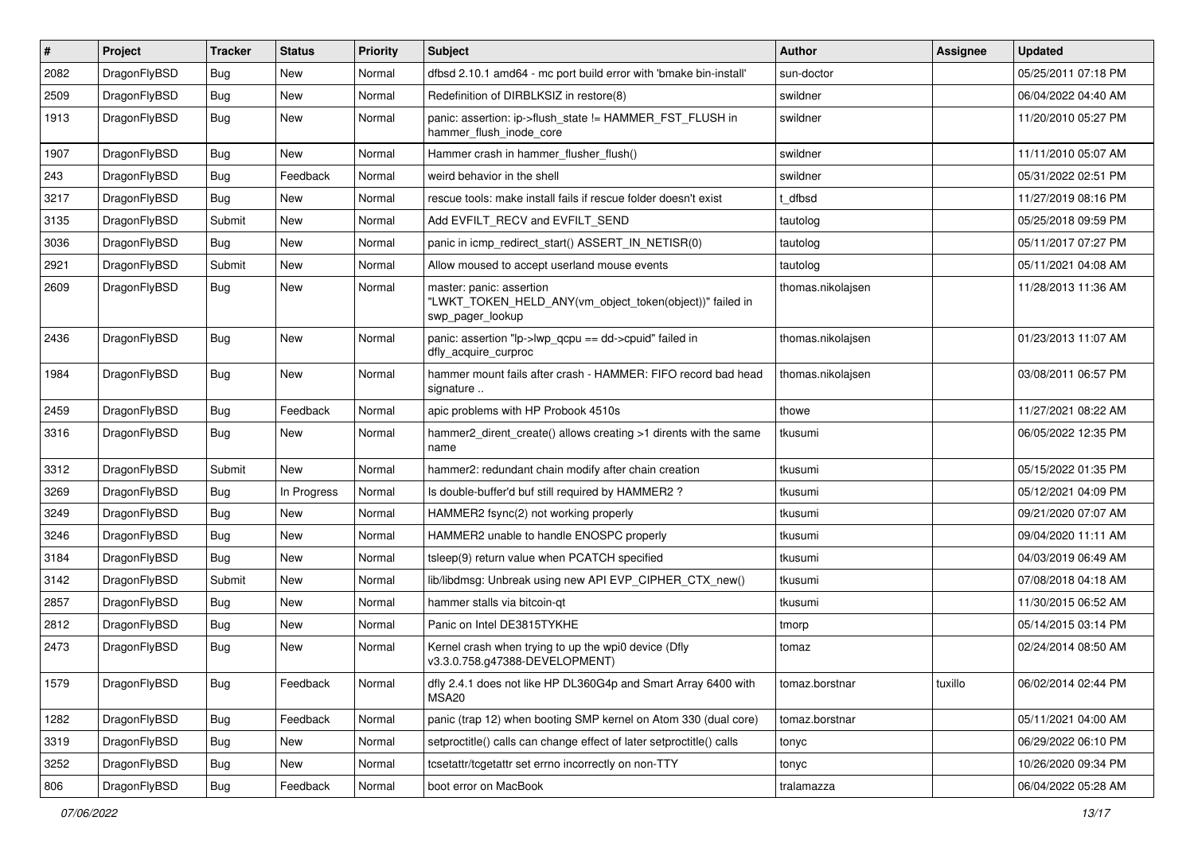| # | Project | Tracker | Status | Priority | Subject | Author | Assignee | Updated |
|---|---|---|---|---|---|---|---|---|
| 2082 | DragonFlyBSD | Bug | New | Normal | dfbsd 2.10.1 amd64 - mc port build error with 'bmake bin-install' | sun-doctor | | 05/25/2011 07:18 PM |
| 2509 | DragonFlyBSD | Bug | New | Normal | Redefinition of DIRBLKSIZ in restore(8) | swildner | | 06/04/2022 04:40 AM |
| 1913 | DragonFlyBSD | Bug | New | Normal | panic: assertion: ip->flush_state != HAMMER_FST_FLUSH in hammer_flush_inode_core | swildner | | 11/20/2010 05:27 PM |
| 1907 | DragonFlyBSD | Bug | New | Normal | Hammer crash in hammer_flusher_flush() | swildner | | 11/11/2010 05:07 AM |
| 243 | DragonFlyBSD | Bug | Feedback | Normal | weird behavior in the shell | swildner | | 05/31/2022 02:51 PM |
| 3217 | DragonFlyBSD | Bug | New | Normal | rescue tools: make install fails if rescue folder doesn't exist | t_dfbsd | | 11/27/2019 08:16 PM |
| 3135 | DragonFlyBSD | Submit | New | Normal | Add EVFILT_RECV and EVFILT_SEND | tautolog | | 05/25/2018 09:59 PM |
| 3036 | DragonFlyBSD | Bug | New | Normal | panic in icmp_redirect_start() ASSERT_IN_NETISR(0) | tautolog | | 05/11/2017 07:27 PM |
| 2921 | DragonFlyBSD | Submit | New | Normal | Allow moused to accept userland mouse events | tautolog | | 05/11/2021 04:08 AM |
| 2609 | DragonFlyBSD | Bug | New | Normal | master: panic: assertion "LWKT_TOKEN_HELD_ANY(vm_object_token(object))" failed in swp_pager_lookup | thomas.nikolajsen | | 11/28/2013 11:36 AM |
| 2436 | DragonFlyBSD | Bug | New | Normal | panic: assertion "lp->lwp_qcpu == dd->cpuid" failed in dfly_acquire_curproc | thomas.nikolajsen | | 01/23/2013 11:07 AM |
| 1984 | DragonFlyBSD | Bug | New | Normal | hammer mount fails after crash - HAMMER: FIFO record bad head signature .. | thomas.nikolajsen | | 03/08/2011 06:57 PM |
| 2459 | DragonFlyBSD | Bug | Feedback | Normal | apic problems with HP Probook 4510s | thowe | | 11/27/2021 08:22 AM |
| 3316 | DragonFlyBSD | Bug | New | Normal | hammer2_dirent_create() allows creating >1 dirents with the same name | tkusumi | | 06/05/2022 12:35 PM |
| 3312 | DragonFlyBSD | Submit | New | Normal | hammer2: redundant chain modify after chain creation | tkusumi | | 05/15/2022 01:35 PM |
| 3269 | DragonFlyBSD | Bug | In Progress | Normal | Is double-buffer'd buf still required by HAMMER2 ? | tkusumi | | 05/12/2021 04:09 PM |
| 3249 | DragonFlyBSD | Bug | New | Normal | HAMMER2 fsync(2) not working properly | tkusumi | | 09/21/2020 07:07 AM |
| 3246 | DragonFlyBSD | Bug | New | Normal | HAMMER2 unable to handle ENOSPC properly | tkusumi | | 09/04/2020 11:11 AM |
| 3184 | DragonFlyBSD | Bug | New | Normal | tsleep(9) return value when PCATCH specified | tkusumi | | 04/03/2019 06:49 AM |
| 3142 | DragonFlyBSD | Submit | New | Normal | lib/libdmsg: Unbreak using new API EVP_CIPHER_CTX_new() | tkusumi | | 07/08/2018 04:18 AM |
| 2857 | DragonFlyBSD | Bug | New | Normal | hammer stalls via bitcoin-qt | tkusumi | | 11/30/2015 06:52 AM |
| 2812 | DragonFlyBSD | Bug | New | Normal | Panic on Intel DE3815TYKHE | tmorp | | 05/14/2015 03:14 PM |
| 2473 | DragonFlyBSD | Bug | New | Normal | Kernel crash when trying to up the wpi0 device (Dfly v3.3.0.758.g47388-DEVELOPMENT) | tomaz | | 02/24/2014 08:50 AM |
| 1579 | DragonFlyBSD | Bug | Feedback | Normal | dfly 2.4.1 does not like HP DL360G4p and Smart Array 6400 with MSA20 | tomaz.borstnar | tuxillo | 06/02/2014 02:44 PM |
| 1282 | DragonFlyBSD | Bug | Feedback | Normal | panic (trap 12) when booting SMP kernel on Atom 330 (dual core) | tomaz.borstnar | | 05/11/2021 04:00 AM |
| 3319 | DragonFlyBSD | Bug | New | Normal | setproctitle() calls can change effect of later setproctitle() calls | tonyc | | 06/29/2022 06:10 PM |
| 3252 | DragonFlyBSD | Bug | New | Normal | tcsetattr/tcgetattr set errno incorrectly on non-TTY | tonyc | | 10/26/2020 09:34 PM |
| 806 | DragonFlyBSD | Bug | Feedback | Normal | boot error on MacBook | tralamazza | | 06/04/2022 05:28 AM |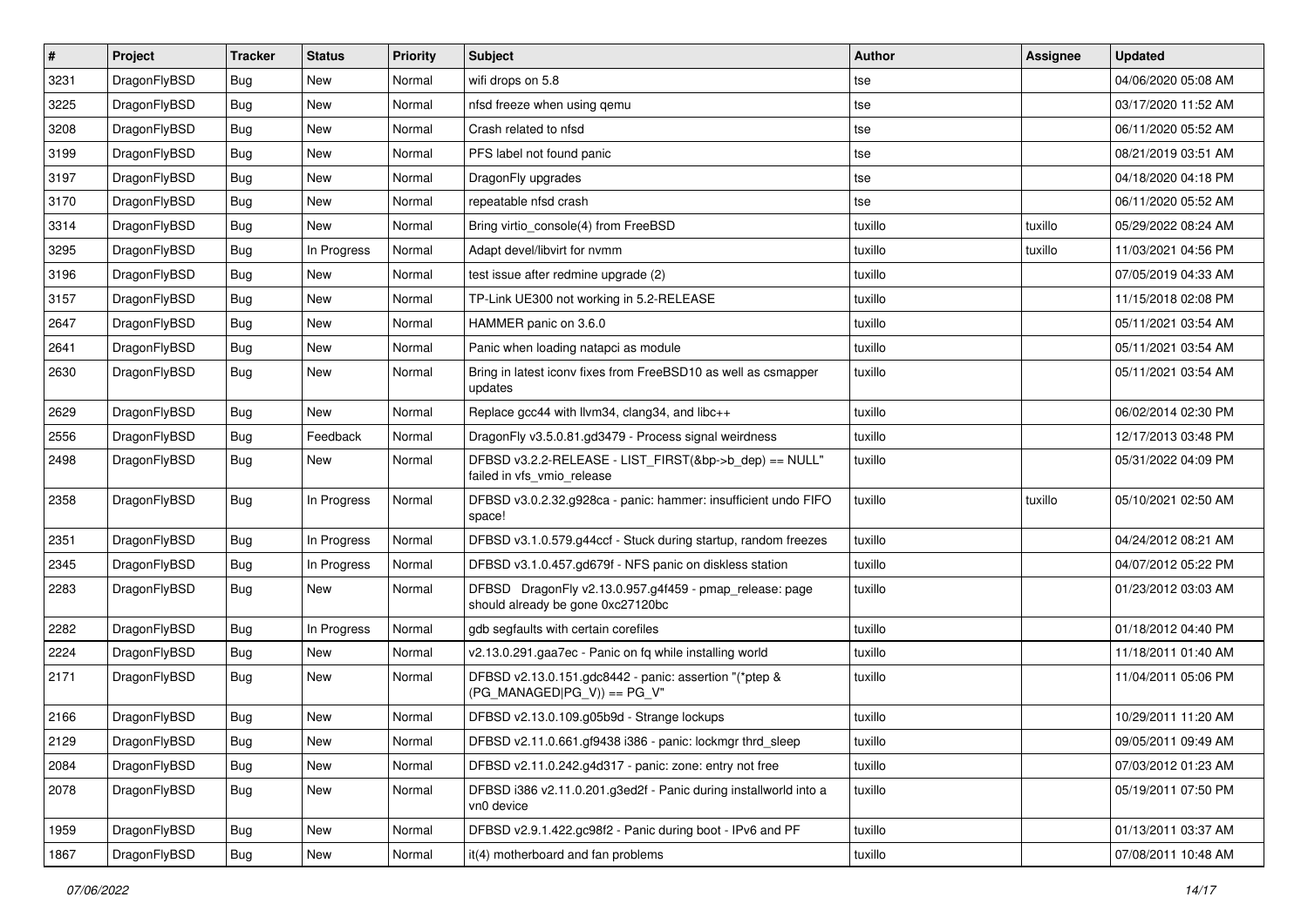| # | Project | Tracker | Status | Priority | Subject | Author | Assignee | Updated |
| --- | --- | --- | --- | --- | --- | --- | --- | --- |
| 3231 | DragonFlyBSD | Bug | New | Normal | wifi drops on 5.8 | tse | | 04/06/2020 05:08 AM |
| 3225 | DragonFlyBSD | Bug | New | Normal | nfsd freeze when using qemu | tse | | 03/17/2020 11:52 AM |
| 3208 | DragonFlyBSD | Bug | New | Normal | Crash related to nfsd | tse | | 06/11/2020 05:52 AM |
| 3199 | DragonFlyBSD | Bug | New | Normal | PFS label not found panic | tse | | 08/21/2019 03:51 AM |
| 3197 | DragonFlyBSD | Bug | New | Normal | DragonFly upgrades | tse | | 04/18/2020 04:18 PM |
| 3170 | DragonFlyBSD | Bug | New | Normal | repeatable nfsd crash | tse | | 06/11/2020 05:52 AM |
| 3314 | DragonFlyBSD | Bug | New | Normal | Bring virtio_console(4) from FreeBSD | tuxillo | tuxillo | 05/29/2022 08:24 AM |
| 3295 | DragonFlyBSD | Bug | In Progress | Normal | Adapt devel/libvirt for nvmm | tuxillo | tuxillo | 11/03/2021 04:56 PM |
| 3196 | DragonFlyBSD | Bug | New | Normal | test issue after redmine upgrade (2) | tuxillo | | 07/05/2019 04:33 AM |
| 3157 | DragonFlyBSD | Bug | New | Normal | TP-Link UE300 not working in 5.2-RELEASE | tuxillo | | 11/15/2018 02:08 PM |
| 2647 | DragonFlyBSD | Bug | New | Normal | HAMMER panic on 3.6.0 | tuxillo | | 05/11/2021 03:54 AM |
| 2641 | DragonFlyBSD | Bug | New | Normal | Panic when loading natapci as module | tuxillo | | 05/11/2021 03:54 AM |
| 2630 | DragonFlyBSD | Bug | New | Normal | Bring in latest iconv fixes from FreeBSD10 as well as csmapper updates | tuxillo | | 05/11/2021 03:54 AM |
| 2629 | DragonFlyBSD | Bug | New | Normal | Replace gcc44 with llvm34, clang34, and libc++ | tuxillo | | 06/02/2014 02:30 PM |
| 2556 | DragonFlyBSD | Bug | Feedback | Normal | DragonFly v3.5.0.81.gd3479 - Process signal weirdness | tuxillo | | 12/17/2013 03:48 PM |
| 2498 | DragonFlyBSD | Bug | New | Normal | DFBSD v3.2.2-RELEASE - LIST_FIRST(&bp->b_dep) == NULL" failed in vfs_vmio_release | tuxillo | | 05/31/2022 04:09 PM |
| 2358 | DragonFlyBSD | Bug | In Progress | Normal | DFBSD v3.0.2.32.g928ca - panic: hammer: insufficient undo FIFO space! | tuxillo | tuxillo | 05/10/2021 02:50 AM |
| 2351 | DragonFlyBSD | Bug | In Progress | Normal | DFBSD v3.1.0.579.g44ccf - Stuck during startup, random freezes | tuxillo | | 04/24/2012 08:21 AM |
| 2345 | DragonFlyBSD | Bug | In Progress | Normal | DFBSD v3.1.0.457.gd679f - NFS panic on diskless station | tuxillo | | 04/07/2012 05:22 PM |
| 2283 | DragonFlyBSD | Bug | New | Normal | DFBSD DragonFly v2.13.0.957.g4f459 - pmap_release: page should already be gone 0xc27120bc | tuxillo | | 01/23/2012 03:03 AM |
| 2282 | DragonFlyBSD | Bug | In Progress | Normal | gdb segfaults with certain corefiles | tuxillo | | 01/18/2012 04:40 PM |
| 2224 | DragonFlyBSD | Bug | New | Normal | v2.13.0.291.gaa7ec - Panic on fq while installing world | tuxillo | | 11/18/2011 01:40 AM |
| 2171 | DragonFlyBSD | Bug | New | Normal | DFBSD v2.13.0.151.gdc8442 - panic: assertion "(*ptep & (PG_MANAGED\|PG_V)) == PG_V" | tuxillo | | 11/04/2011 05:06 PM |
| 2166 | DragonFlyBSD | Bug | New | Normal | DFBSD v2.13.0.109.g05b9d - Strange lockups | tuxillo | | 10/29/2011 11:20 AM |
| 2129 | DragonFlyBSD | Bug | New | Normal | DFBSD v2.11.0.661.gf9438 i386 - panic: lockmgr thrd_sleep | tuxillo | | 09/05/2011 09:49 AM |
| 2084 | DragonFlyBSD | Bug | New | Normal | DFBSD v2.11.0.242.g4d317 - panic: zone: entry not free | tuxillo | | 07/03/2012 01:23 AM |
| 2078 | DragonFlyBSD | Bug | New | Normal | DFBSD i386 v2.11.0.201.g3ed2f - Panic during installworld into a vn0 device | tuxillo | | 05/19/2011 07:50 PM |
| 1959 | DragonFlyBSD | Bug | New | Normal | DFBSD v2.9.1.422.gc98f2 - Panic during boot - IPv6 and PF | tuxillo | | 01/13/2011 03:37 AM |
| 1867 | DragonFlyBSD | Bug | New | Normal | it(4) motherboard and fan problems | tuxillo | | 07/08/2011 10:48 AM |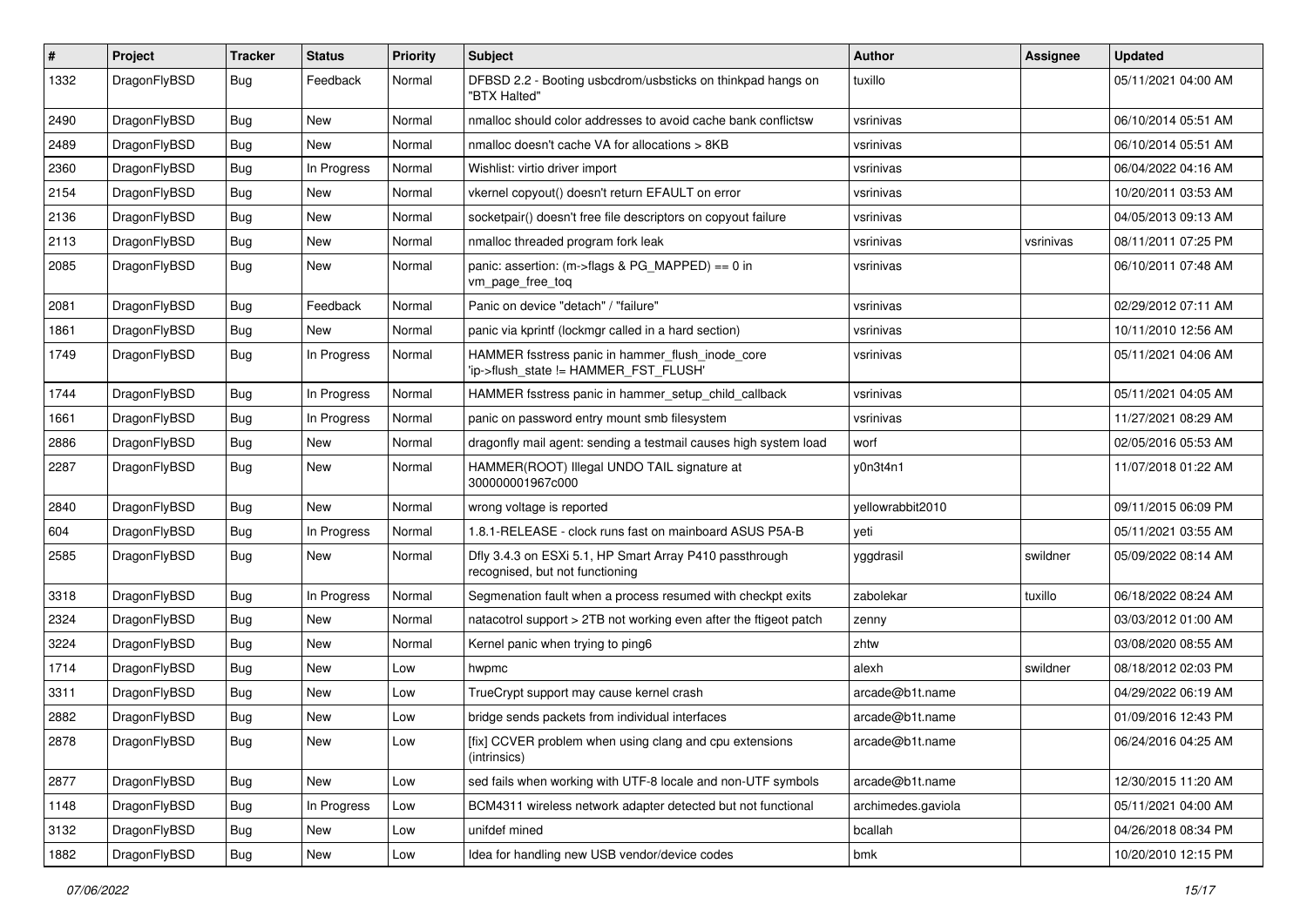| # | Project | Tracker | Status | Priority | Subject | Author | Assignee | Updated |
|---|---|---|---|---|---|---|---|---|
| 1332 | DragonFlyBSD | Bug | Feedback | Normal | DFBSD 2.2 - Booting usbcdrom/usbsticks on thinkpad hangs on "BTX Halted" | tuxillo | | 05/11/2021 04:00 AM |
| 2490 | DragonFlyBSD | Bug | New | Normal | nmalloc should color addresses to avoid cache bank conflictsw | vsrinivas | | 06/10/2014 05:51 AM |
| 2489 | DragonFlyBSD | Bug | New | Normal | nmalloc doesn't cache VA for allocations > 8KB | vsrinivas | | 06/10/2014 05:51 AM |
| 2360 | DragonFlyBSD | Bug | In Progress | Normal | Wishlist: virtio driver import | vsrinivas | | 06/04/2022 04:16 AM |
| 2154 | DragonFlyBSD | Bug | New | Normal | vkernel copyout() doesn't return EFAULT on error | vsrinivas | | 10/20/2011 03:53 AM |
| 2136 | DragonFlyBSD | Bug | New | Normal | socketpair() doesn't free file descriptors on copyout failure | vsrinivas | | 04/05/2013 09:13 AM |
| 2113 | DragonFlyBSD | Bug | New | Normal | nmalloc threaded program fork leak | vsrinivas | vsrinivas | 08/11/2011 07:25 PM |
| 2085 | DragonFlyBSD | Bug | New | Normal | panic: assertion: (m->flags & PG_MAPPED) == 0 in vm_page_free_toq | vsrinivas | | 06/10/2011 07:48 AM |
| 2081 | DragonFlyBSD | Bug | Feedback | Normal | Panic on device "detach" / "failure" | vsrinivas | | 02/29/2012 07:11 AM |
| 1861 | DragonFlyBSD | Bug | New | Normal | panic via kprintf (lockmgr called in a hard section) | vsrinivas | | 10/11/2010 12:56 AM |
| 1749 | DragonFlyBSD | Bug | In Progress | Normal | HAMMER fsstress panic in hammer_flush_inode_core 'ip->flush_state != HAMMER_FST_FLUSH' | vsrinivas | | 05/11/2021 04:06 AM |
| 1744 | DragonFlyBSD | Bug | In Progress | Normal | HAMMER fsstress panic in hammer_setup_child_callback | vsrinivas | | 05/11/2021 04:05 AM |
| 1661 | DragonFlyBSD | Bug | In Progress | Normal | panic on password entry mount smb filesystem | vsrinivas | | 11/27/2021 08:29 AM |
| 2886 | DragonFlyBSD | Bug | New | Normal | dragonfly mail agent: sending a testmail causes high system load | worf | | 02/05/2016 05:53 AM |
| 2287 | DragonFlyBSD | Bug | New | Normal | HAMMER(ROOT) Illegal UNDO TAIL signature at 300000001967c000 | y0n3t4n1 | | 11/07/2018 01:22 AM |
| 2840 | DragonFlyBSD | Bug | New | Normal | wrong voltage is reported | yellowrabbit2010 | | 09/11/2015 06:09 PM |
| 604 | DragonFlyBSD | Bug | In Progress | Normal | 1.8.1-RELEASE - clock runs fast on mainboard ASUS P5A-B | yeti | | 05/11/2021 03:55 AM |
| 2585 | DragonFlyBSD | Bug | New | Normal | Dfly 3.4.3 on ESXi 5.1, HP Smart Array P410 passthrough recognised, but not functioning | yggdrasil | swildner | 05/09/2022 08:14 AM |
| 3318 | DragonFlyBSD | Bug | In Progress | Normal | Segmenation fault when a process resumed with checkpt exits | zabolekar | tuxillo | 06/18/2022 08:24 AM |
| 2324 | DragonFlyBSD | Bug | New | Normal | natacotrol support > 2TB not working even after the ftigeot patch | zenny | | 03/03/2012 01:00 AM |
| 3224 | DragonFlyBSD | Bug | New | Normal | Kernel panic when trying to ping6 | zhtw | | 03/08/2020 08:55 AM |
| 1714 | DragonFlyBSD | Bug | New | Low | hwpmc | alexh | swildner | 08/18/2012 02:03 PM |
| 3311 | DragonFlyBSD | Bug | New | Low | TrueCrypt support may cause kernel crash | arcade@b1t.name | | 04/29/2022 06:19 AM |
| 2882 | DragonFlyBSD | Bug | New | Low | bridge sends packets from individual interfaces | arcade@b1t.name | | 01/09/2016 12:43 PM |
| 2878 | DragonFlyBSD | Bug | New | Low | [fix] CCVER problem when using clang and cpu extensions (intrinsics) | arcade@b1t.name | | 06/24/2016 04:25 AM |
| 2877 | DragonFlyBSD | Bug | New | Low | sed fails when working with UTF-8 locale and non-UTF symbols | arcade@b1t.name | | 12/30/2015 11:20 AM |
| 1148 | DragonFlyBSD | Bug | In Progress | Low | BCM4311 wireless network adapter detected but not functional | archimedes.gaviola | | 05/11/2021 04:00 AM |
| 3132 | DragonFlyBSD | Bug | New | Low | unifdef mined | bcallah | | 04/26/2018 08:34 PM |
| 1882 | DragonFlyBSD | Bug | New | Low | Idea for handling new USB vendor/device codes | bmk | | 10/20/2010 12:15 PM |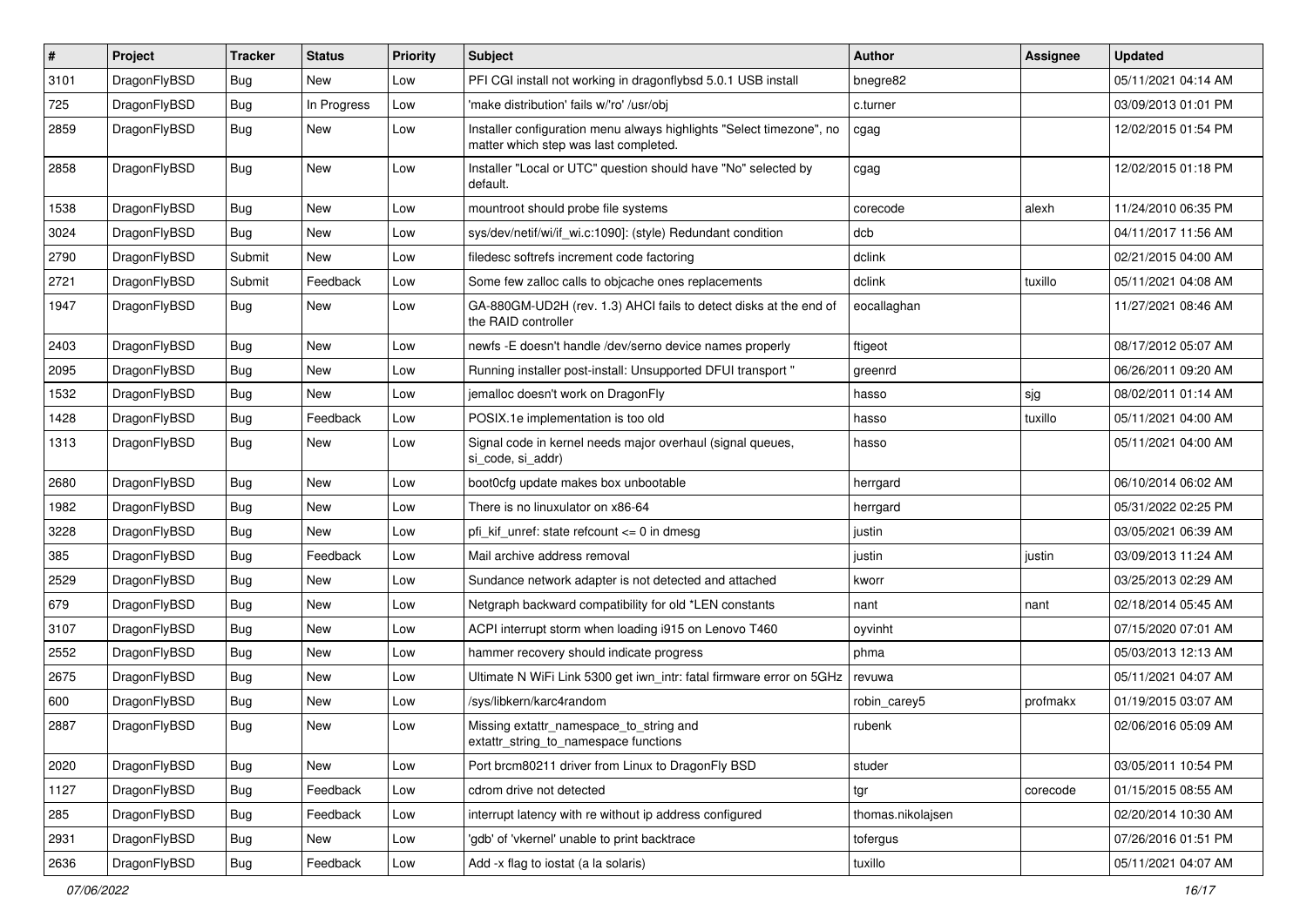| # | Project | Tracker | Status | Priority | Subject | Author | Assignee | Updated |
|---|---|---|---|---|---|---|---|---|
| 3101 | DragonFlyBSD | Bug | New | Low | PFI CGI install not working in dragonflybsd 5.0.1 USB install | bnegre82 | | 05/11/2021 04:14 AM |
| 725 | DragonFlyBSD | Bug | In Progress | Low | 'make distribution' fails w/'ro' /usr/obj | c.turner | | 03/09/2013 01:01 PM |
| 2859 | DragonFlyBSD | Bug | New | Low | Installer configuration menu always highlights "Select timezone", no matter which step was last completed. | cgag | | 12/02/2015 01:54 PM |
| 2858 | DragonFlyBSD | Bug | New | Low | Installer "Local or UTC" question should have "No" selected by default. | cgag | | 12/02/2015 01:18 PM |
| 1538 | DragonFlyBSD | Bug | New | Low | mountroot should probe file systems | corecode | alexh | 11/24/2010 06:35 PM |
| 3024 | DragonFlyBSD | Bug | New | Low | sys/dev/netif/wi/if_wi.c:1090]: (style) Redundant condition | dcb | | 04/11/2017 11:56 AM |
| 2790 | DragonFlyBSD | Submit | New | Low | filedesc softrefs increment code factoring | dclink | | 02/21/2015 04:00 AM |
| 2721 | DragonFlyBSD | Submit | Feedback | Low | Some few zalloc calls to objcache ones replacements | dclink | tuxillo | 05/11/2021 04:08 AM |
| 1947 | DragonFlyBSD | Bug | New | Low | GA-880GM-UD2H (rev. 1.3) AHCI fails to detect disks at the end of the RAID controller | eocallaghan | | 11/27/2021 08:46 AM |
| 2403 | DragonFlyBSD | Bug | New | Low | newfs -E doesn't handle /dev/serno device names properly | ftigeot | | 08/17/2012 05:07 AM |
| 2095 | DragonFlyBSD | Bug | New | Low | Running installer post-install: Unsupported DFUI transport " | greenrd | | 06/26/2011 09:20 AM |
| 1532 | DragonFlyBSD | Bug | New | Low | jemalloc doesn't work on DragonFly | hasso | sjg | 08/02/2011 01:14 AM |
| 1428 | DragonFlyBSD | Bug | Feedback | Low | POSIX.1e implementation is too old | hasso | tuxillo | 05/11/2021 04:00 AM |
| 1313 | DragonFlyBSD | Bug | New | Low | Signal code in kernel needs major overhaul (signal queues, si_code, si_addr) | hasso | | 05/11/2021 04:00 AM |
| 2680 | DragonFlyBSD | Bug | New | Low | boot0cfg update makes box unbootable | herrgard | | 06/10/2014 06:02 AM |
| 1982 | DragonFlyBSD | Bug | New | Low | There is no linuxulator on x86-64 | herrgard | | 05/31/2022 02:25 PM |
| 3228 | DragonFlyBSD | Bug | New | Low | pfi_kif_unref: state refcount <= 0 in dmesg | justin | | 03/05/2021 06:39 AM |
| 385 | DragonFlyBSD | Bug | Feedback | Low | Mail archive address removal | justin | justin | 03/09/2013 11:24 AM |
| 2529 | DragonFlyBSD | Bug | New | Low | Sundance network adapter is not detected and attached | kworr | | 03/25/2013 02:29 AM |
| 679 | DragonFlyBSD | Bug | New | Low | Netgraph backward compatibility for old *LEN constants | nant | nant | 02/18/2014 05:45 AM |
| 3107 | DragonFlyBSD | Bug | New | Low | ACPI interrupt storm when loading i915 on Lenovo T460 | oyvinht | | 07/15/2020 07:01 AM |
| 2552 | DragonFlyBSD | Bug | New | Low | hammer recovery should indicate progress | phma | | 05/03/2013 12:13 AM |
| 2675 | DragonFlyBSD | Bug | New | Low | Ultimate N WiFi Link 5300 get iwn_intr: fatal firmware error on 5GHz | revuwa | | 05/11/2021 04:07 AM |
| 600 | DragonFlyBSD | Bug | New | Low | /sys/libkern/karc4random | robin_carey5 | profmakx | 01/19/2015 03:07 AM |
| 2887 | DragonFlyBSD | Bug | New | Low | Missing extattr_namespace_to_string and extattr_string_to_namespace functions | rubenk | | 02/06/2016 05:09 AM |
| 2020 | DragonFlyBSD | Bug | New | Low | Port brcm80211 driver from Linux to DragonFly BSD | studer | | 03/05/2011 10:54 PM |
| 1127 | DragonFlyBSD | Bug | Feedback | Low | cdrom drive not detected | tgr | corecode | 01/15/2015 08:55 AM |
| 285 | DragonFlyBSD | Bug | Feedback | Low | interrupt latency with re without ip address configured | thomas.nikolajsen | | 02/20/2014 10:30 AM |
| 2931 | DragonFlyBSD | Bug | New | Low | 'gdb' of 'vkernel' unable to print backtrace | tofergus | | 07/26/2016 01:51 PM |
| 2636 | DragonFlyBSD | Bug | Feedback | Low | Add -x flag to iostat (a la solaris) | tuxillo | | 05/11/2021 04:07 AM |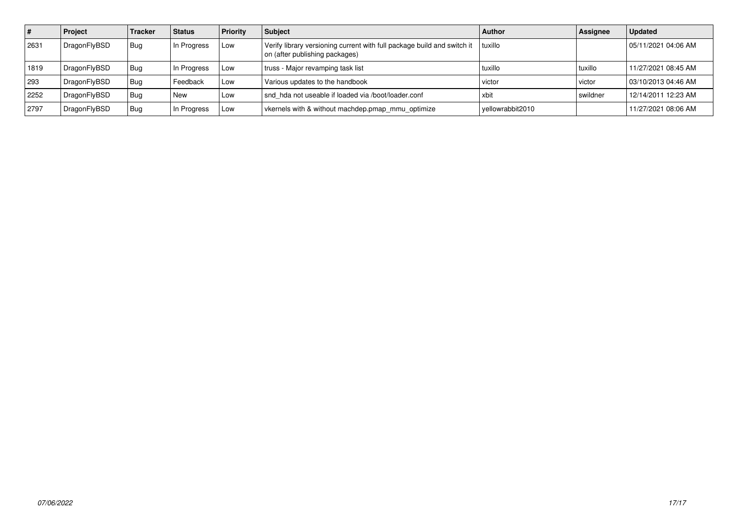| # | Project | Tracker | Status | Priority | Subject | Author | Assignee | Updated |
|---|---|---|---|---|---|---|---|---|
| 2631 | DragonFlyBSD | Bug | In Progress | Low | Verify library versioning current with full package build and switch it on (after publishing packages) | tuxillo | | 05/11/2021 04:06 AM |
| 1819 | DragonFlyBSD | Bug | In Progress | Low | truss - Major revamping task list | tuxillo | tuxillo | 11/27/2021 08:45 AM |
| 293 | DragonFlyBSD | Bug | Feedback | Low | Various updates to the handbook | victor | victor | 03/10/2013 04:46 AM |
| 2252 | DragonFlyBSD | Bug | New | Low | snd_hda not useable if loaded via /boot/loader.conf | xbit | swildner | 12/14/2011 12:23 AM |
| 2797 | DragonFlyBSD | Bug | In Progress | Low | vkernels with & without machdep.pmap_mmu_optimize | yellowrabbit2010 | | 11/27/2021 08:06 AM |

*07/06/2022*